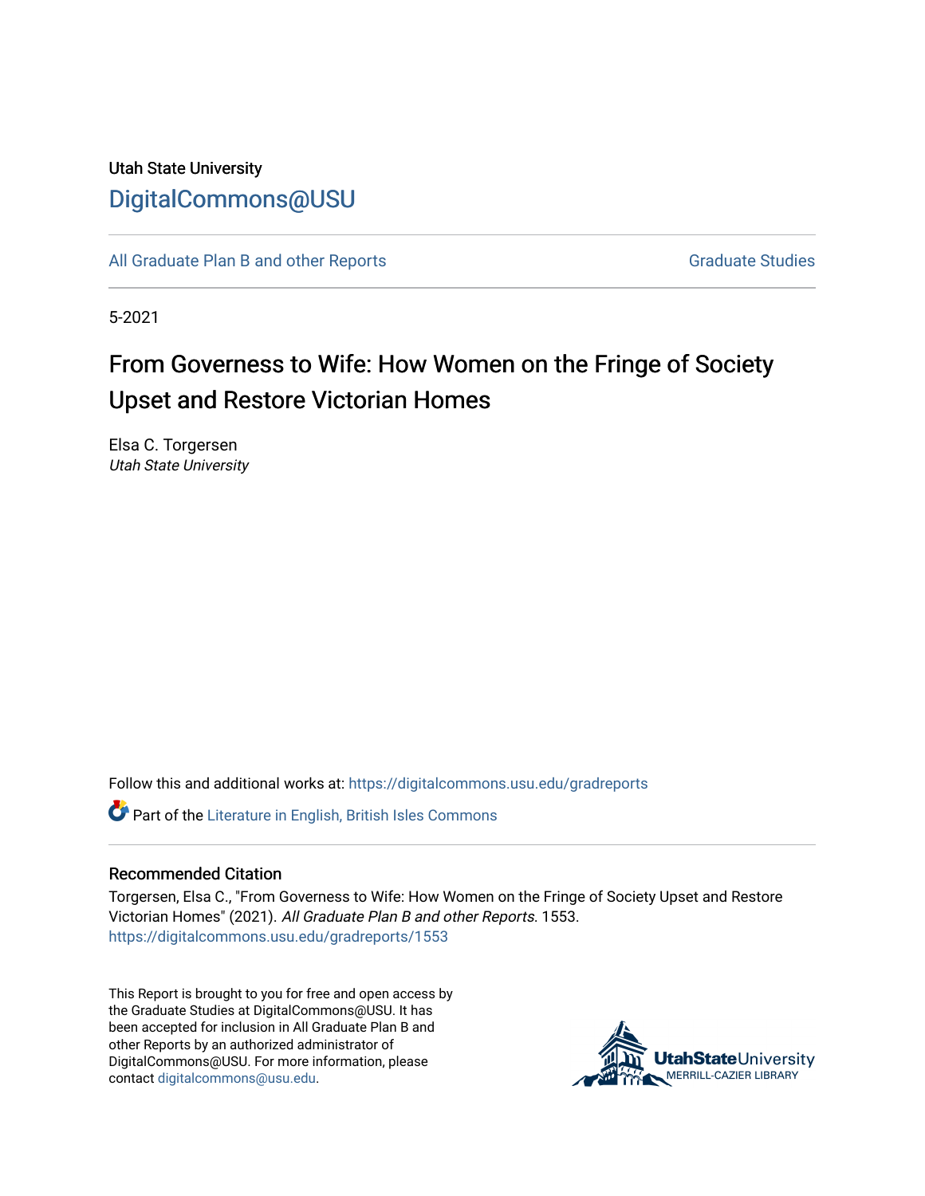Utah State University

DigitalCommons@USU

All Graduate Plan B and other Reports

Graduate Studies

5-2021

# From Governess to Wife: How Women on the Fringe of Society Upset and Restore Victorian Homes

Elsa C. Torgersen
*Utah State University*

Follow this and additional works at: https://digitalcommons.usu.edu/gradreports

Part of the Literature in English, British Isles Commons

## Recommended Citation

Torgersen, Elsa C., "From Governess to Wife: How Women on the Fringe of Society Upset and Restore Victorian Homes" (2021). *All Graduate Plan B and other Reports.* 1553.
https://digitalcommons.usu.edu/gradreports/1553

This Report is brought to you for free and open access by the Graduate Studies at DigitalCommons@USU. It has been accepted for inclusion in All Graduate Plan B and other Reports by an authorized administrator of DigitalCommons@USU. For more information, please contact digitalcommons@usu.edu.

UtahStateUniversity
MERRILL-CAZIER LIBRARY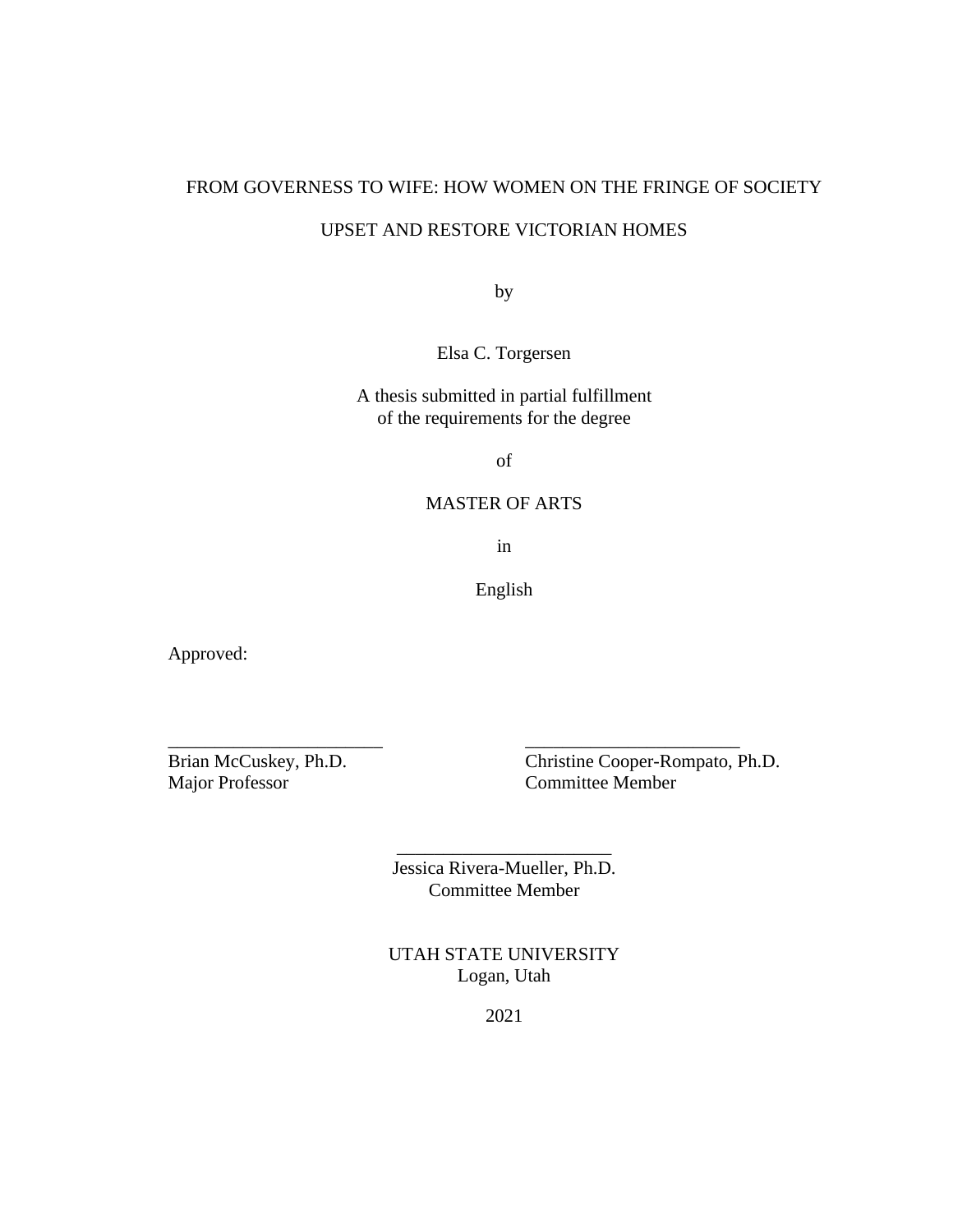# FROM GOVERNESS TO WIFE: HOW WOMEN ON THE FRINGE OF SOCIETY UPSET AND RESTORE VICTORIAN HOMES

by

Elsa C. Torgersen

A thesis submitted in partial fulfillment
of the requirements for the degree

of

MASTER OF ARTS

in

English

Approved:

\_\_\_\_\_\_\_\_\_\_\_\_\_\_\_\_\_\_\_\_\_\_\_
Brian McCuskey, Ph.D.
Major Professor

\_\_\_\_\_\_\_\_\_\_\_\_\_\_\_\_\_\_\_\_\_\_\_
Christine Cooper-Rompato, Ph.D.
Committee Member

\_\_\_\_\_\_\_\_\_\_\_\_\_\_\_\_\_\_\_\_\_\_\_
Jessica Rivera-Mueller, Ph.D.
Committee Member

UTAH STATE UNIVERSITY
Logan, Utah

2021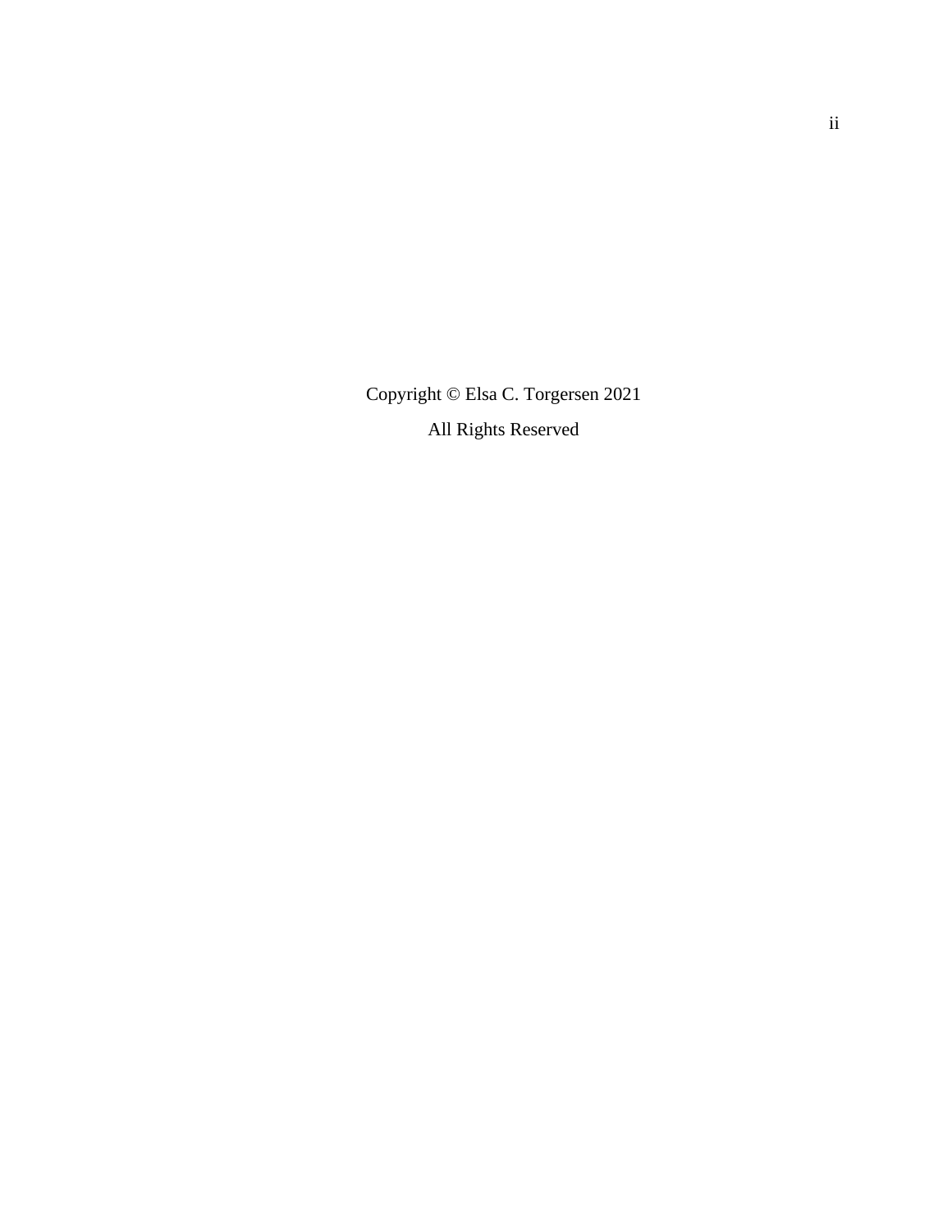Copyright © Elsa C. Torgersen 2021

All Rights Reserved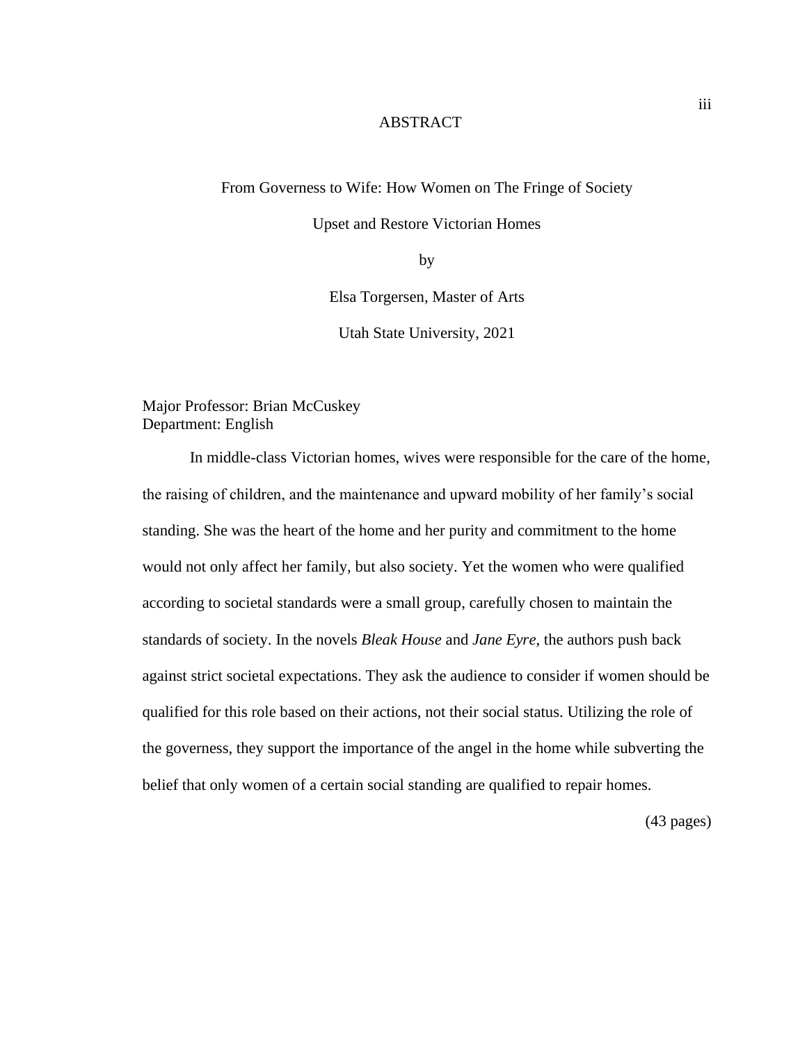# ABSTRACT

From Governess to Wife: How Women on The Fringe of Society

Upset and Restore Victorian Homes

by

Elsa Torgersen, Master of Arts

Utah State University, 2021

Major Professor: Brian McCuskey
Department: English

In middle-class Victorian homes, wives were responsible for the care of the home, the raising of children, and the maintenance and upward mobility of her family's social standing. She was the heart of the home and her purity and commitment to the home would not only affect her family, but also society. Yet the women who were qualified according to societal standards were a small group, carefully chosen to maintain the standards of society. In the novels *Bleak House* and *Jane Eyre*, the authors push back against strict societal expectations. They ask the audience to consider if women should be qualified for this role based on their actions, not their social status. Utilizing the role of the governess, they support the importance of the angel in the home while subverting the belief that only women of a certain social standing are qualified to repair homes.

(43 pages)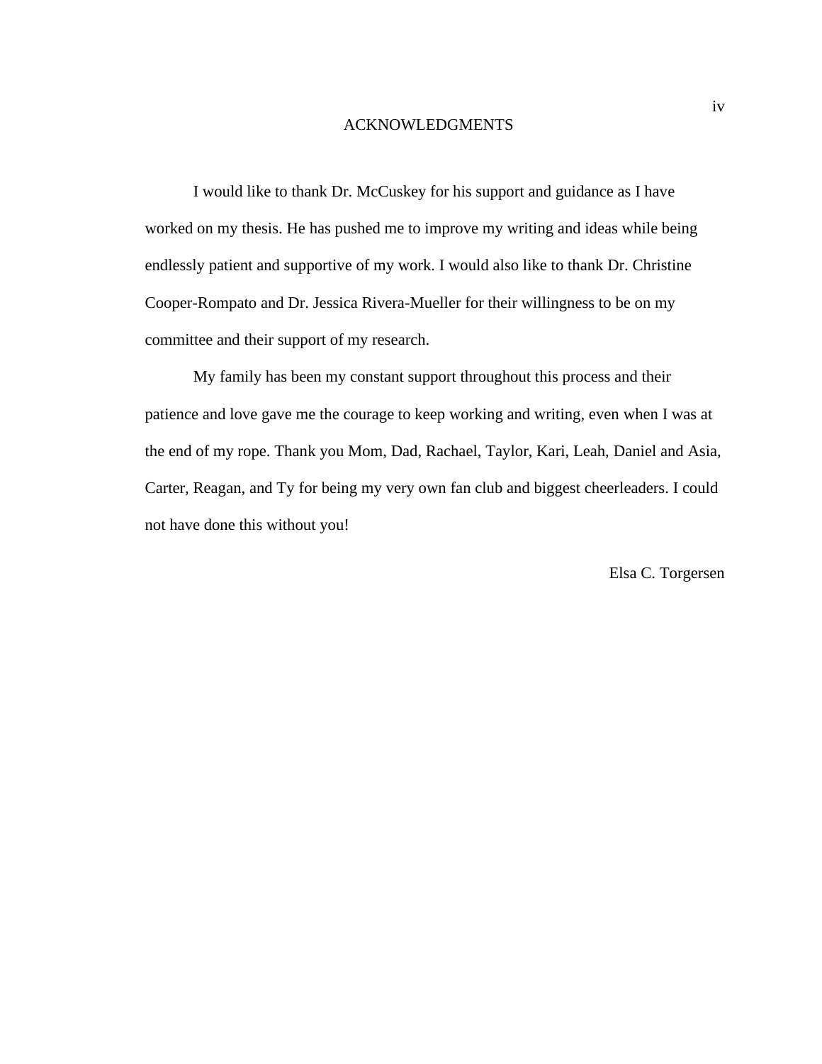# ACKNOWLEDGMENTS

I would like to thank Dr. McCuskey for his support and guidance as I have worked on my thesis. He has pushed me to improve my writing and ideas while being endlessly patient and supportive of my work. I would also like to thank Dr. Christine Cooper-Rompato and Dr. Jessica Rivera-Mueller for their willingness to be on my committee and their support of my research.

My family has been my constant support throughout this process and their patience and love gave me the courage to keep working and writing, even when I was at the end of my rope. Thank you Mom, Dad, Rachael, Taylor, Kari, Leah, Daniel and Asia, Carter, Reagan, and Ty for being my very own fan club and biggest cheerleaders. I could not have done this without you!

Elsa C. Torgersen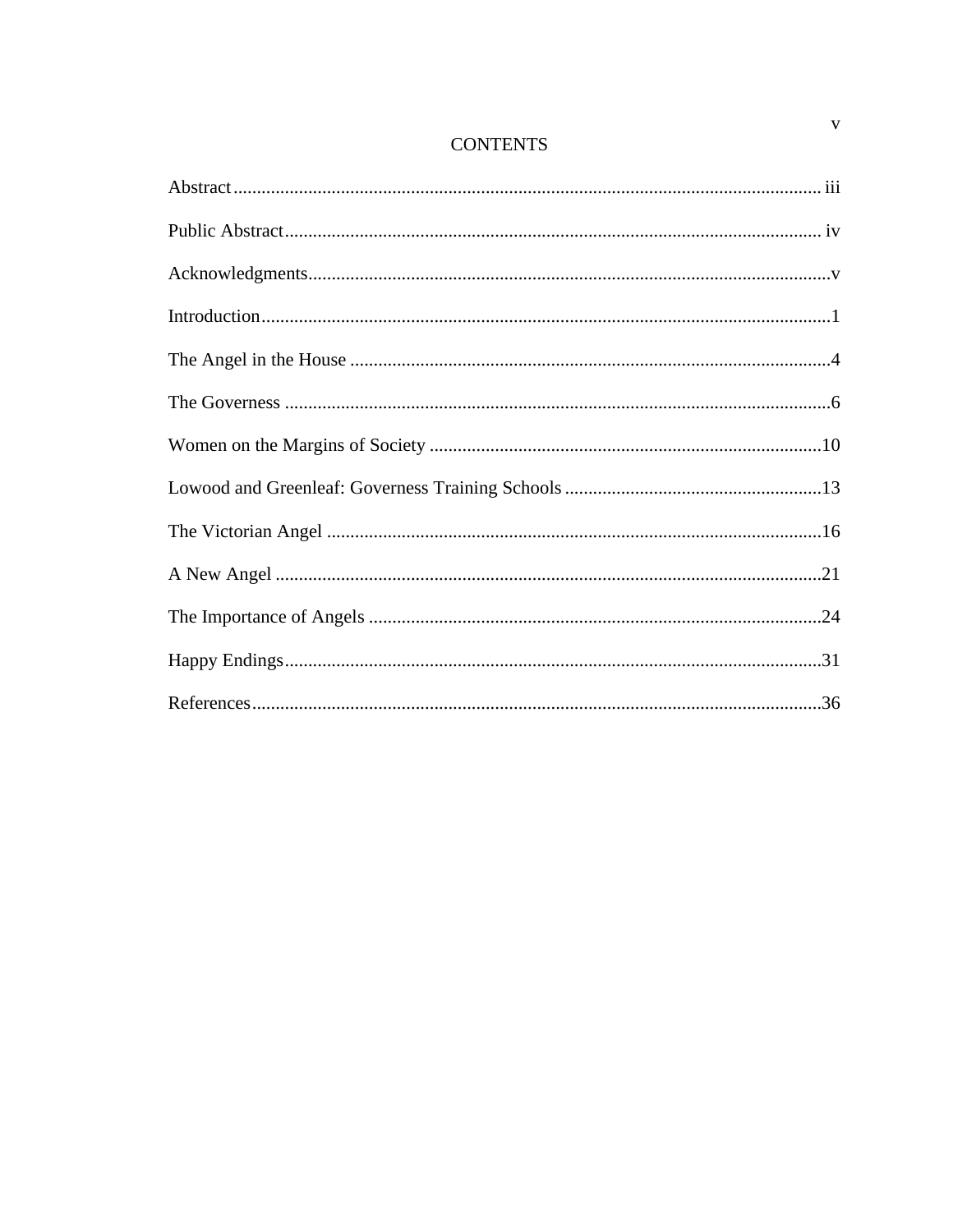# CONTENTS

| | |
|---|---|
| Abstract | iii |
| Public Abstract | iv |
| Acknowledgments | v |
| Introduction | 1 |
| The Angel in the House | 4 |
| The Governess | 6 |
| Women on the Margins of Society | 10 |
| Lowood and Greenleaf: Governess Training Schools | 13 |
| The Victorian Angel | 16 |
| A New Angel | 21 |
| The Importance of Angels | 24 |
| Happy Endings | 31 |
| References | 36 |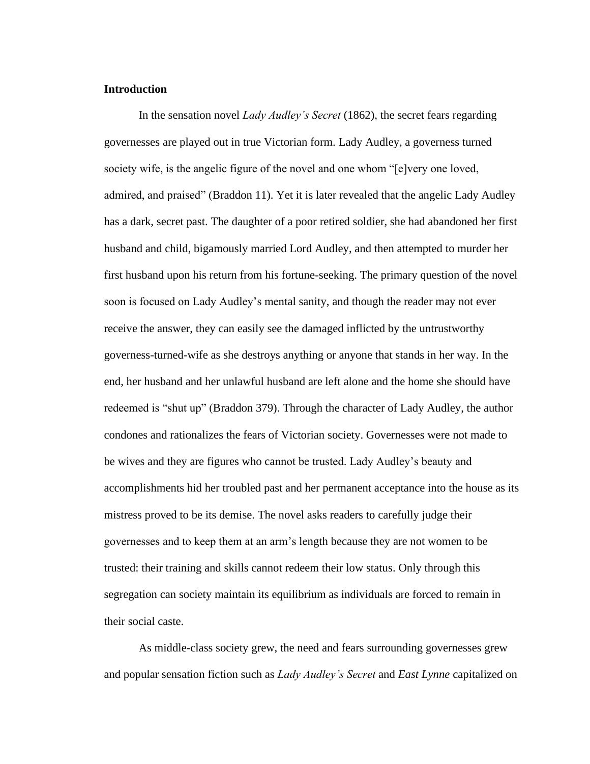**Introduction**

In the sensation novel *Lady Audley's Secret* (1862), the secret fears regarding governesses are played out in true Victorian form. Lady Audley, a governess turned society wife, is the angelic figure of the novel and one whom "[e]very one loved, admired, and praised" (Braddon 11). Yet it is later revealed that the angelic Lady Audley has a dark, secret past. The daughter of a poor retired soldier, she had abandoned her first husband and child, bigamously married Lord Audley, and then attempted to murder her first husband upon his return from his fortune-seeking. The primary question of the novel soon is focused on Lady Audley's mental sanity, and though the reader may not ever receive the answer, they can easily see the damaged inflicted by the untrustworthy governess-turned-wife as she destroys anything or anyone that stands in her way. In the end, her husband and her unlawful husband are left alone and the home she should have redeemed is "shut up" (Braddon 379). Through the character of Lady Audley, the author condones and rationalizes the fears of Victorian society. Governesses were not made to be wives and they are figures who cannot be trusted. Lady Audley's beauty and accomplishments hid her troubled past and her permanent acceptance into the house as its mistress proved to be its demise. The novel asks readers to carefully judge their governesses and to keep them at an arm's length because they are not women to be trusted: their training and skills cannot redeem their low status. Only through this segregation can society maintain its equilibrium as individuals are forced to remain in their social caste.

As middle-class society grew, the need and fears surrounding governesses grew and popular sensation fiction such as *Lady Audley's Secret* and *East Lynne* capitalized on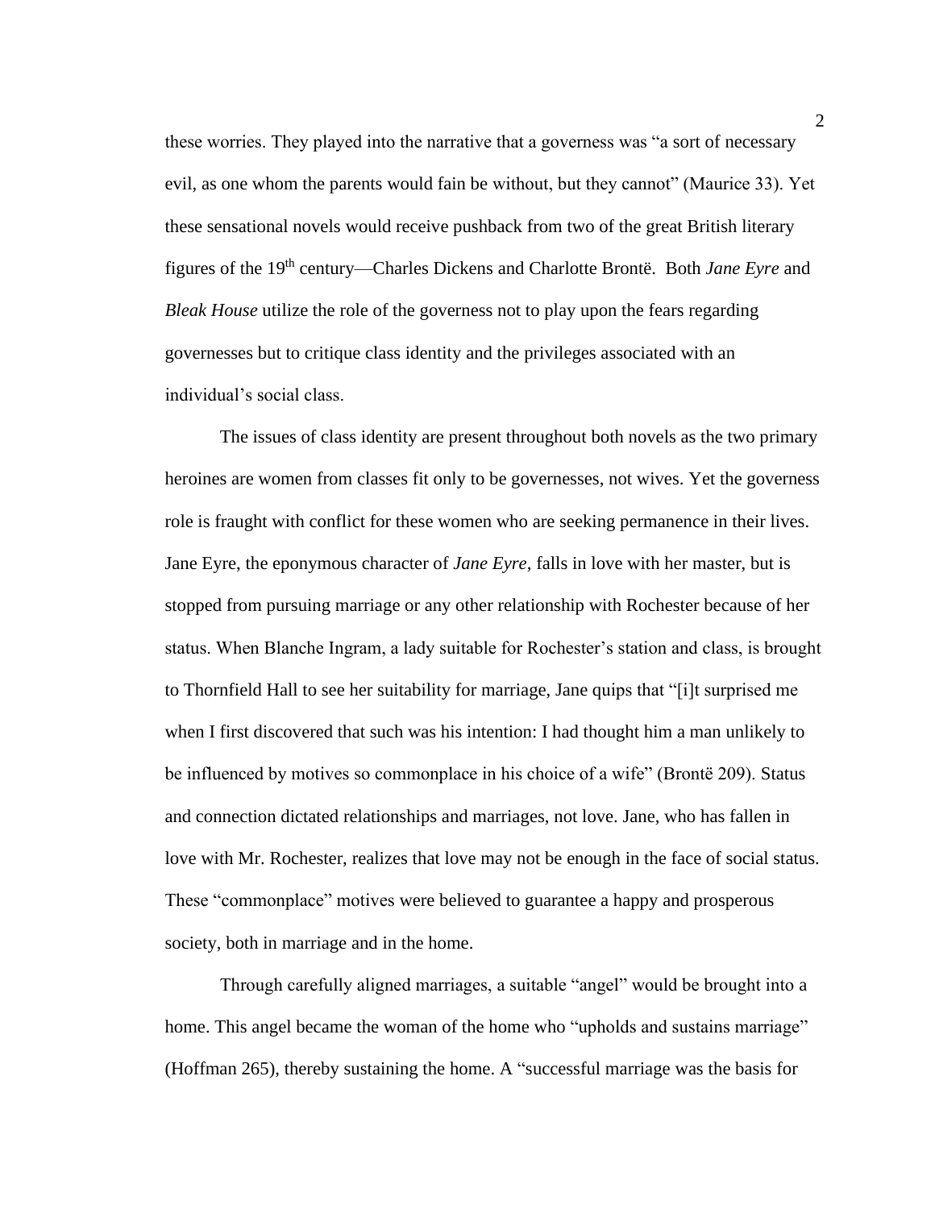these worries. They played into the narrative that a governess was "a sort of necessary evil, as one whom the parents would fain be without, but they cannot" (Maurice 33). Yet these sensational novels would receive pushback from two of the great British literary figures of the 19th century—Charles Dickens and Charlotte Brontë. Both *Jane Eyre* and *Bleak House* utilize the role of the governess not to play upon the fears regarding governesses but to critique class identity and the privileges associated with an individual's social class.

The issues of class identity are present throughout both novels as the two primary heroines are women from classes fit only to be governesses, not wives. Yet the governess role is fraught with conflict for these women who are seeking permanence in their lives. Jane Eyre, the eponymous character of *Jane Eyre*, falls in love with her master, but is stopped from pursuing marriage or any other relationship with Rochester because of her status. When Blanche Ingram, a lady suitable for Rochester's station and class, is brought to Thornfield Hall to see her suitability for marriage, Jane quips that "[i]t surprised me when I first discovered that such was his intention: I had thought him a man unlikely to be influenced by motives so commonplace in his choice of a wife" (Brontë 209). Status and connection dictated relationships and marriages, not love. Jane, who has fallen in love with Mr. Rochester, realizes that love may not be enough in the face of social status. These "commonplace" motives were believed to guarantee a happy and prosperous society, both in marriage and in the home.

Through carefully aligned marriages, a suitable "angel" would be brought into a home. This angel became the woman of the home who "upholds and sustains marriage" (Hoffman 265), thereby sustaining the home. A "successful marriage was the basis for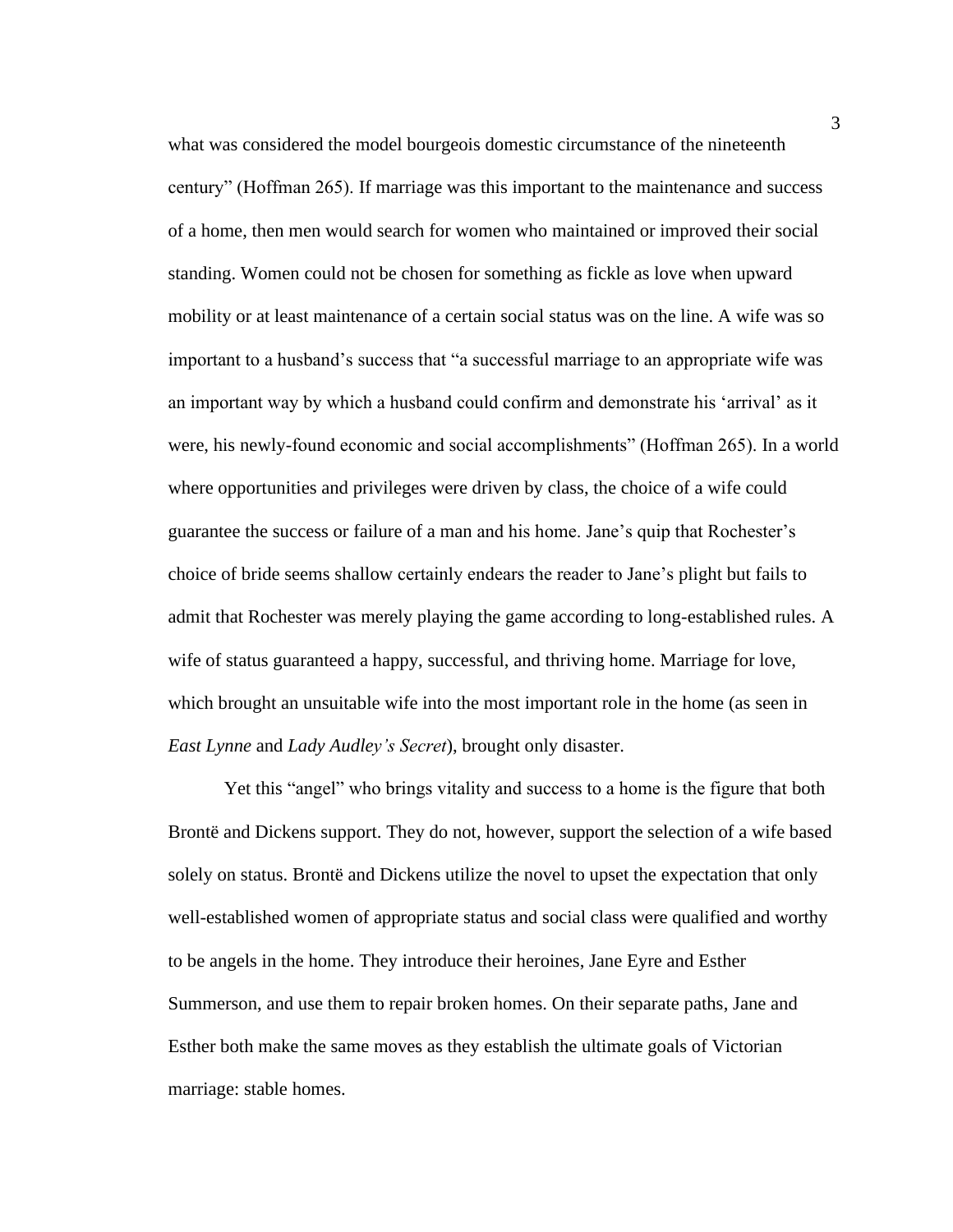what was considered the model bourgeois domestic circumstance of the nineteenth century" (Hoffman 265). If marriage was this important to the maintenance and success of a home, then men would search for women who maintained or improved their social standing. Women could not be chosen for something as fickle as love when upward mobility or at least maintenance of a certain social status was on the line. A wife was so important to a husband's success that "a successful marriage to an appropriate wife was an important way by which a husband could confirm and demonstrate his 'arrival' as it were, his newly-found economic and social accomplishments" (Hoffman 265). In a world where opportunities and privileges were driven by class, the choice of a wife could guarantee the success or failure of a man and his home. Jane's quip that Rochester's choice of bride seems shallow certainly endears the reader to Jane's plight but fails to admit that Rochester was merely playing the game according to long-established rules. A wife of status guaranteed a happy, successful, and thriving home. Marriage for love, which brought an unsuitable wife into the most important role in the home (as seen in *East Lynne* and *Lady Audley's Secret*), brought only disaster.

Yet this "angel" who brings vitality and success to a home is the figure that both Brontë and Dickens support. They do not, however, support the selection of a wife based solely on status. Brontë and Dickens utilize the novel to upset the expectation that only well-established women of appropriate status and social class were qualified and worthy to be angels in the home. They introduce their heroines, Jane Eyre and Esther Summerson, and use them to repair broken homes. On their separate paths, Jane and Esther both make the same moves as they establish the ultimate goals of Victorian marriage: stable homes.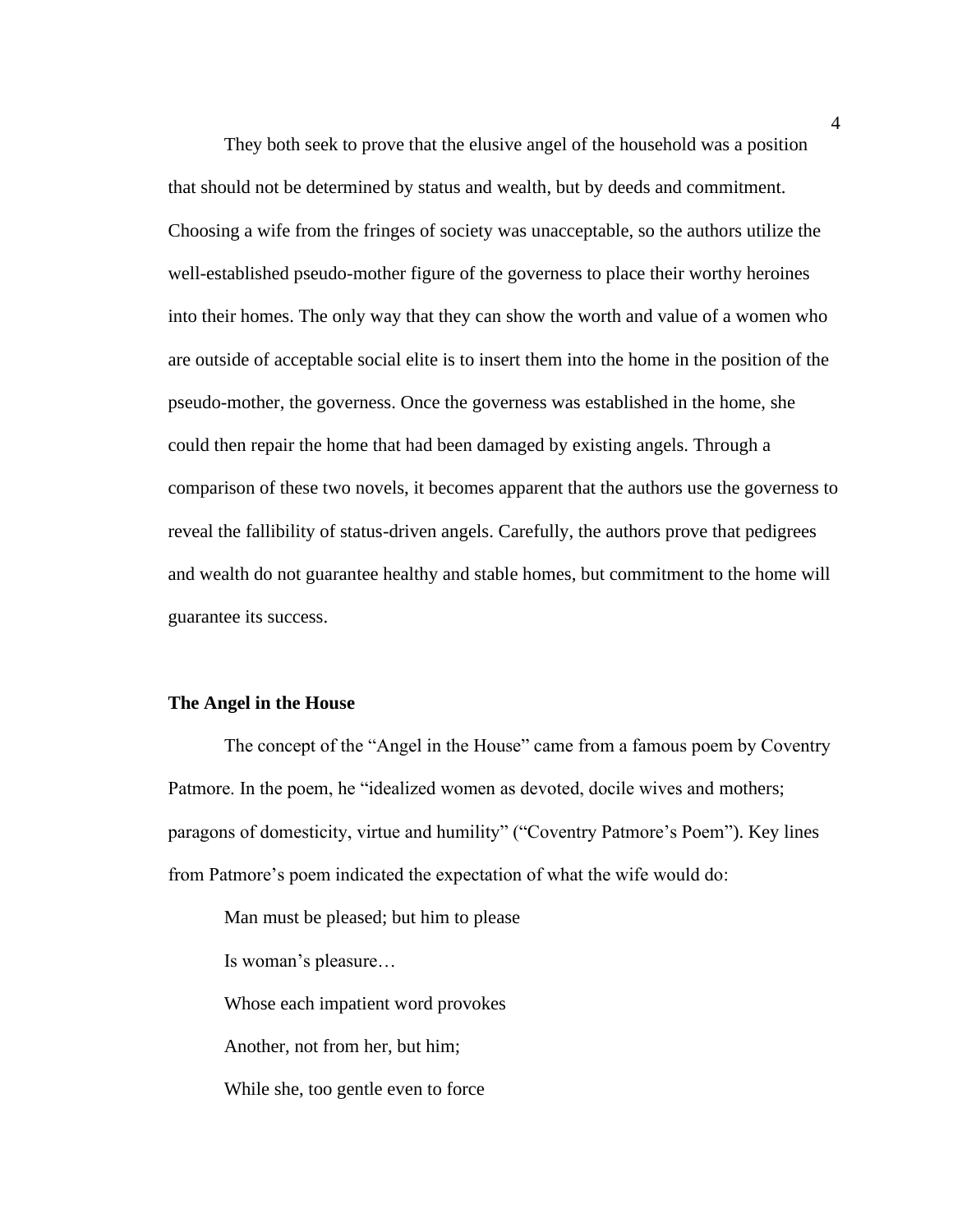They both seek to prove that the elusive angel of the household was a position that should not be determined by status and wealth, but by deeds and commitment. Choosing a wife from the fringes of society was unacceptable, so the authors utilize the well-established pseudo-mother figure of the governess to place their worthy heroines into their homes. The only way that they can show the worth and value of a women who are outside of acceptable social elite is to insert them into the home in the position of the pseudo-mother, the governess. Once the governess was established in the home, she could then repair the home that had been damaged by existing angels. Through a comparison of these two novels, it becomes apparent that the authors use the governess to reveal the fallibility of status-driven angels. Carefully, the authors prove that pedigrees and wealth do not guarantee healthy and stable homes, but commitment to the home will guarantee its success.

**The Angel in the House**

The concept of the "Angel in the House" came from a famous poem by Coventry Patmore. In the poem, he "idealized women as devoted, docile wives and mothers; paragons of domesticity, virtue and humility" ("Coventry Patmore's Poem"). Key lines from Patmore's poem indicated the expectation of what the wife would do:

> Man must be pleased; but him to please
>
> Is woman's pleasure…
>
> Whose each impatient word provokes
>
> Another, not from her, but him;
>
> While she, too gentle even to force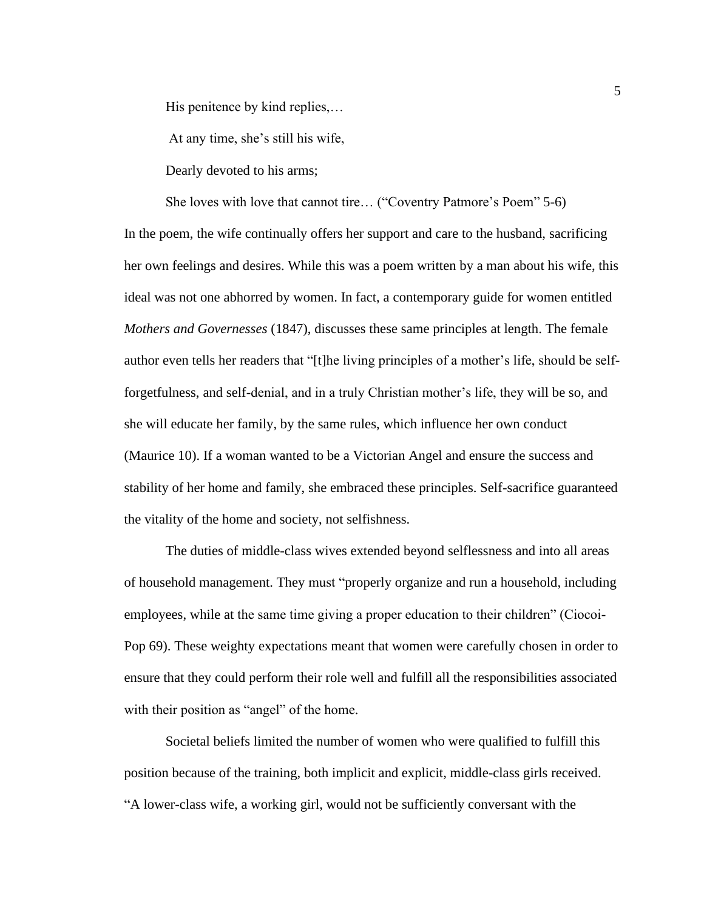His penitence by kind replies,…

At any time, she's still his wife,

Dearly devoted to his arms;

She loves with love that cannot tire… ("Coventry Patmore's Poem" 5-6)

In the poem, the wife continually offers her support and care to the husband, sacrificing her own feelings and desires. While this was a poem written by a man about his wife, this ideal was not one abhorred by women. In fact, a contemporary guide for women entitled *Mothers and Governesses* (1847), discusses these same principles at length. The female author even tells her readers that "[t]he living principles of a mother's life, should be self-forgetfulness, and self-denial, and in a truly Christian mother's life, they will be so, and she will educate her family, by the same rules, which influence her own conduct (Maurice 10). If a woman wanted to be a Victorian Angel and ensure the success and stability of her home and family, she embraced these principles. Self-sacrifice guaranteed the vitality of the home and society, not selfishness.

The duties of middle-class wives extended beyond selflessness and into all areas of household management. They must "properly organize and run a household, including employees, while at the same time giving a proper education to their children" (Ciocoi-Pop 69). These weighty expectations meant that women were carefully chosen in order to ensure that they could perform their role well and fulfill all the responsibilities associated with their position as "angel" of the home.

Societal beliefs limited the number of women who were qualified to fulfill this position because of the training, both implicit and explicit, middle-class girls received. "A lower-class wife, a working girl, would not be sufficiently conversant with the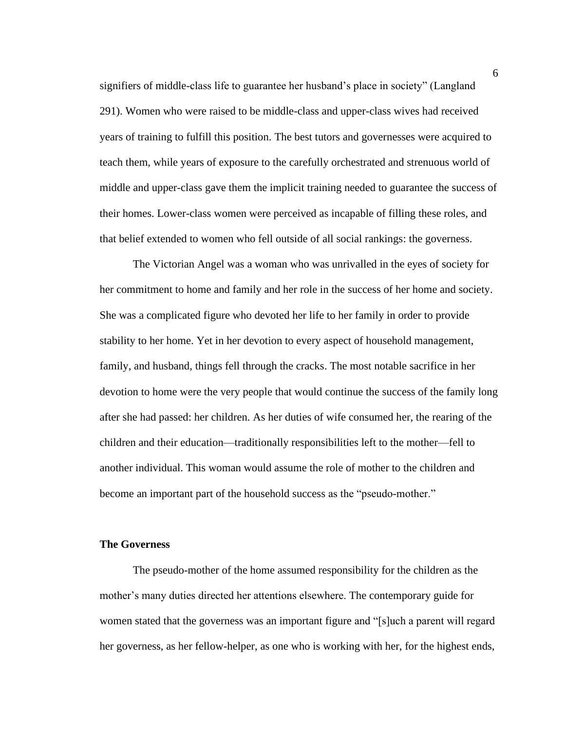signifiers of middle-class life to guarantee her husband's place in society" (Langland 291). Women who were raised to be middle-class and upper-class wives had received years of training to fulfill this position. The best tutors and governesses were acquired to teach them, while years of exposure to the carefully orchestrated and strenuous world of middle and upper-class gave them the implicit training needed to guarantee the success of their homes. Lower-class women were perceived as incapable of filling these roles, and that belief extended to women who fell outside of all social rankings: the governess.

The Victorian Angel was a woman who was unrivalled in the eyes of society for her commitment to home and family and her role in the success of her home and society. She was a complicated figure who devoted her life to her family in order to provide stability to her home. Yet in her devotion to every aspect of household management, family, and husband, things fell through the cracks. The most notable sacrifice in her devotion to home were the very people that would continue the success of the family long after she had passed: her children. As her duties of wife consumed her, the rearing of the children and their education—traditionally responsibilities left to the mother—fell to another individual. This woman would assume the role of mother to the children and become an important part of the household success as the "pseudo-mother."

**The Governess**

The pseudo-mother of the home assumed responsibility for the children as the mother's many duties directed her attentions elsewhere. The contemporary guide for women stated that the governess was an important figure and "[s]uch a parent will regard her governess, as her fellow-helper, as one who is working with her, for the highest ends,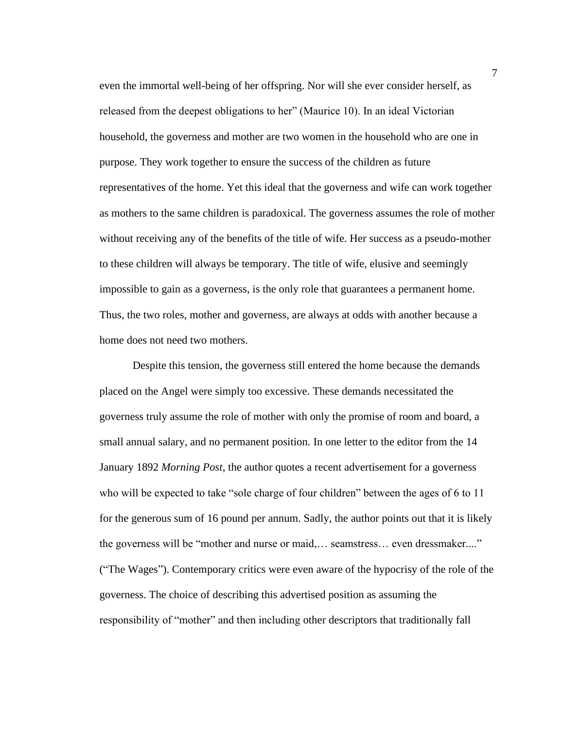even the immortal well-being of her offspring. Nor will she ever consider herself, as released from the deepest obligations to her" (Maurice 10). In an ideal Victorian household, the governess and mother are two women in the household who are one in purpose. They work together to ensure the success of the children as future representatives of the home. Yet this ideal that the governess and wife can work together as mothers to the same children is paradoxical. The governess assumes the role of mother without receiving any of the benefits of the title of wife. Her success as a pseudo-mother to these children will always be temporary. The title of wife, elusive and seemingly impossible to gain as a governess, is the only role that guarantees a permanent home. Thus, the two roles, mother and governess, are always at odds with another because a home does not need two mothers.

Despite this tension, the governess still entered the home because the demands placed on the Angel were simply too excessive. These demands necessitated the governess truly assume the role of mother with only the promise of room and board, a small annual salary, and no permanent position. In one letter to the editor from the 14 January 1892 *Morning Post*, the author quotes a recent advertisement for a governess who will be expected to take "sole charge of four children" between the ages of 6 to 11 for the generous sum of 16 pound per annum. Sadly, the author points out that it is likely the governess will be "mother and nurse or maid,… seamstress… even dressmaker...." ("The Wages"). Contemporary critics were even aware of the hypocrisy of the role of the governess. The choice of describing this advertised position as assuming the responsibility of "mother" and then including other descriptors that traditionally fall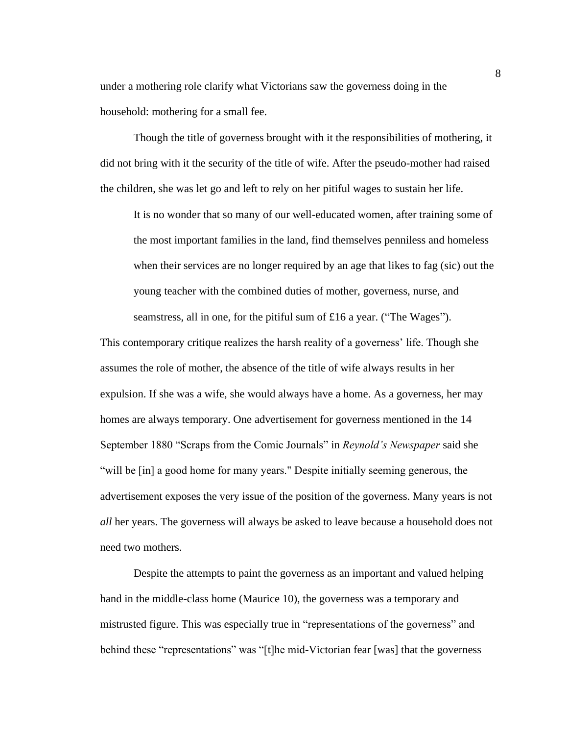under a mothering role clarify what Victorians saw the governess doing in the household: mothering for a small fee.

Though the title of governess brought with it the responsibilities of mothering, it did not bring with it the security of the title of wife. After the pseudo-mother had raised the children, she was let go and left to rely on her pitiful wages to sustain her life.

> It is no wonder that so many of our well-educated women, after training some of the most important families in the land, find themselves penniless and homeless when their services are no longer required by an age that likes to fag (sic) out the young teacher with the combined duties of mother, governess, nurse, and seamstress, all in one, for the pitiful sum of £16 a year. ("The Wages").

This contemporary critique realizes the harsh reality of a governess' life. Though she assumes the role of mother, the absence of the title of wife always results in her expulsion. If she was a wife, she would always have a home. As a governess, her may homes are always temporary. One advertisement for governess mentioned in the 14 September 1880 "Scraps from the Comic Journals" in *Reynold's Newspaper* said she "will be [in] a good home for many years." Despite initially seeming generous, the advertisement exposes the very issue of the position of the governess. Many years is not *all* her years. The governess will always be asked to leave because a household does not need two mothers.

Despite the attempts to paint the governess as an important and valued helping hand in the middle-class home (Maurice 10), the governess was a temporary and mistrusted figure. This was especially true in "representations of the governess" and behind these "representations" was "[t]he mid-Victorian fear [was] that the governess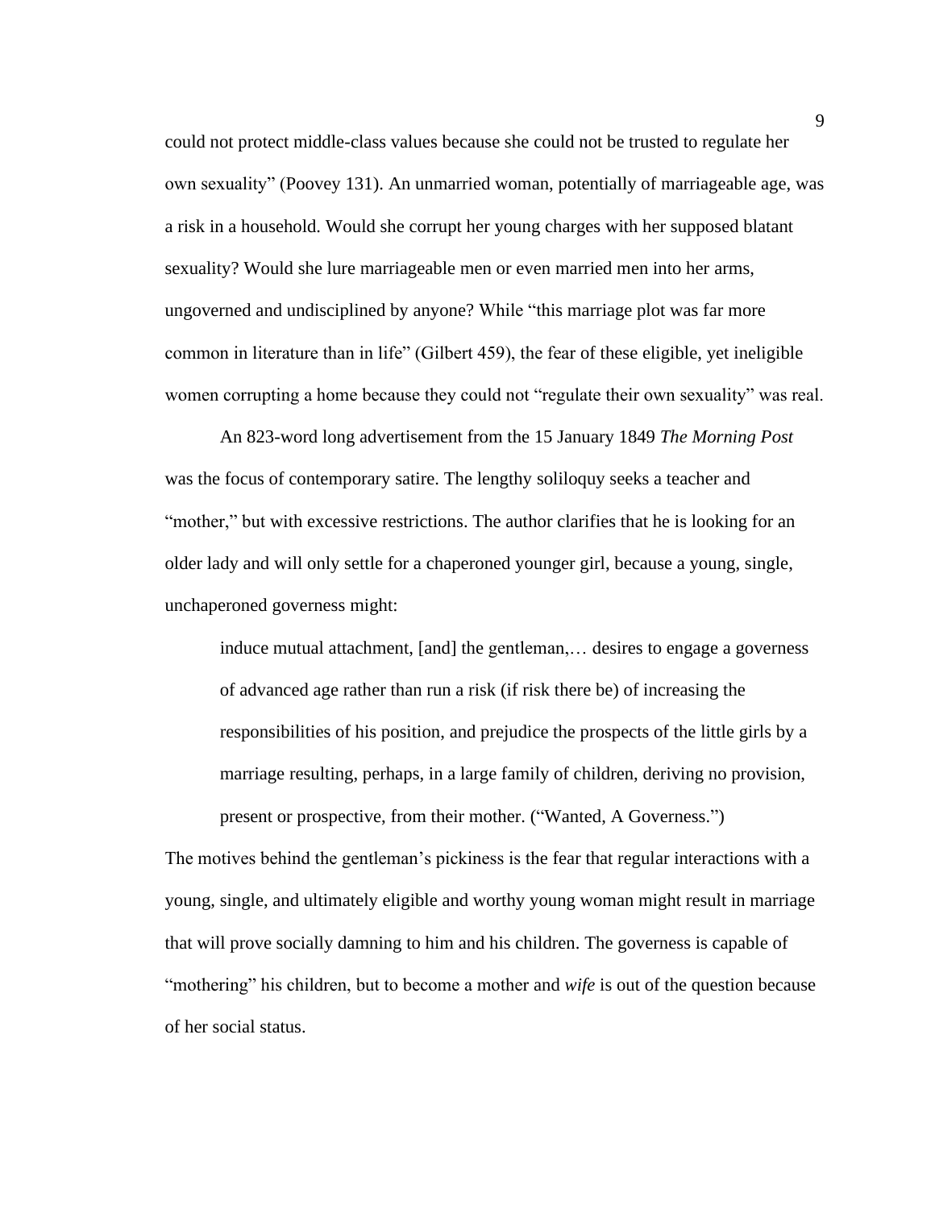could not protect middle-class values because she could not be trusted to regulate her own sexuality" (Poovey 131). An unmarried woman, potentially of marriageable age, was a risk in a household. Would she corrupt her young charges with her supposed blatant sexuality? Would she lure marriageable men or even married men into her arms, ungoverned and undisciplined by anyone? While "this marriage plot was far more common in literature than in life" (Gilbert 459), the fear of these eligible, yet ineligible women corrupting a home because they could not "regulate their own sexuality" was real.

An 823-word long advertisement from the 15 January 1849 *The Morning Post* was the focus of contemporary satire. The lengthy soliloquy seeks a teacher and "mother," but with excessive restrictions. The author clarifies that he is looking for an older lady and will only settle for a chaperoned younger girl, because a young, single, unchaperoned governess might:

> induce mutual attachment, [and] the gentleman,… desires to engage a governess of advanced age rather than run a risk (if risk there be) of increasing the responsibilities of his position, and prejudice the prospects of the little girls by a marriage resulting, perhaps, in a large family of children, deriving no provision, present or prospective, from their mother. ("Wanted, A Governess.")

The motives behind the gentleman's pickiness is the fear that regular interactions with a young, single, and ultimately eligible and worthy young woman might result in marriage that will prove socially damning to him and his children. The governess is capable of "mothering" his children, but to become a mother and *wife* is out of the question because of her social status.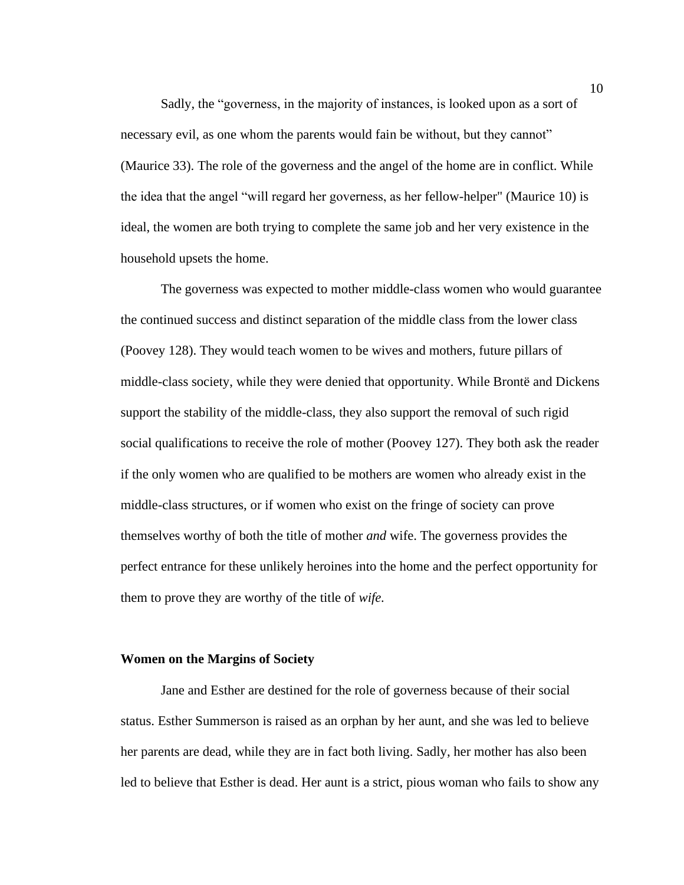Sadly, the "governess, in the majority of instances, is looked upon as a sort of necessary evil, as one whom the parents would fain be without, but they cannot" (Maurice 33). The role of the governess and the angel of the home are in conflict. While the idea that the angel "will regard her governess, as her fellow-helper" (Maurice 10) is ideal, the women are both trying to complete the same job and her very existence in the household upsets the home.

The governess was expected to mother middle-class women who would guarantee the continued success and distinct separation of the middle class from the lower class (Poovey 128). They would teach women to be wives and mothers, future pillars of middle-class society, while they were denied that opportunity. While Brontë and Dickens support the stability of the middle-class, they also support the removal of such rigid social qualifications to receive the role of mother (Poovey 127). They both ask the reader if the only women who are qualified to be mothers are women who already exist in the middle-class structures, or if women who exist on the fringe of society can prove themselves worthy of both the title of mother *and* wife. The governess provides the perfect entrance for these unlikely heroines into the home and the perfect opportunity for them to prove they are worthy of the title of *wife.*

**Women on the Margins of Society**

Jane and Esther are destined for the role of governess because of their social status. Esther Summerson is raised as an orphan by her aunt, and she was led to believe her parents are dead, while they are in fact both living. Sadly, her mother has also been led to believe that Esther is dead. Her aunt is a strict, pious woman who fails to show any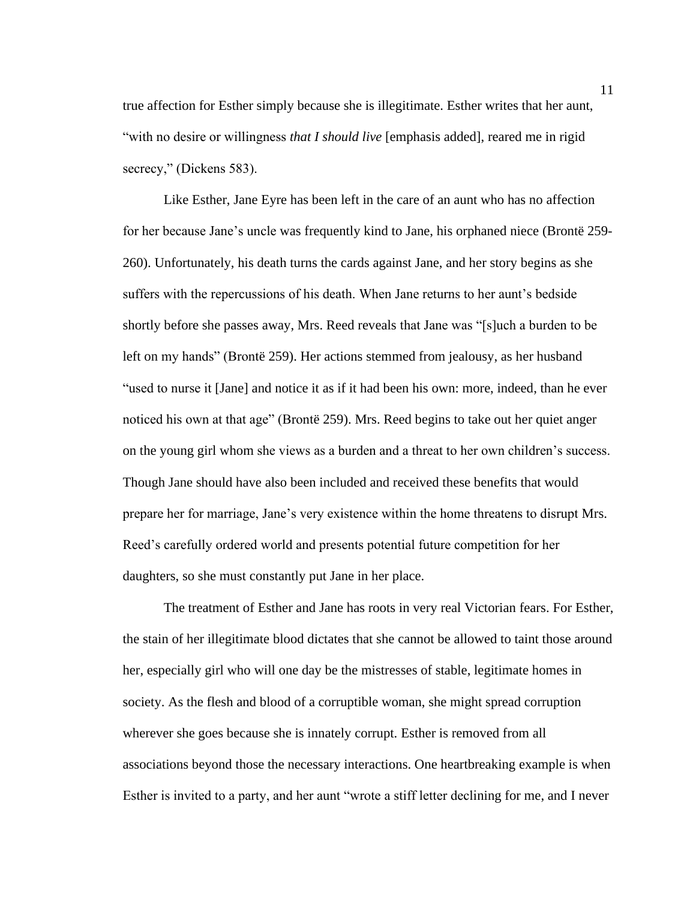true affection for Esther simply because she is illegitimate. Esther writes that her aunt, "with no desire or willingness *that I should live* [emphasis added], reared me in rigid secrecy," (Dickens 583).

Like Esther, Jane Eyre has been left in the care of an aunt who has no affection for her because Jane's uncle was frequently kind to Jane, his orphaned niece (Brontë 259-260). Unfortunately, his death turns the cards against Jane, and her story begins as she suffers with the repercussions of his death. When Jane returns to her aunt's bedside shortly before she passes away, Mrs. Reed reveals that Jane was "[s]uch a burden to be left on my hands" (Brontë 259). Her actions stemmed from jealousy, as her husband "used to nurse it [Jane] and notice it as if it had been his own: more, indeed, than he ever noticed his own at that age" (Brontë 259). Mrs. Reed begins to take out her quiet anger on the young girl whom she views as a burden and a threat to her own children's success. Though Jane should have also been included and received these benefits that would prepare her for marriage, Jane's very existence within the home threatens to disrupt Mrs. Reed's carefully ordered world and presents potential future competition for her daughters, so she must constantly put Jane in her place.

The treatment of Esther and Jane has roots in very real Victorian fears. For Esther, the stain of her illegitimate blood dictates that she cannot be allowed to taint those around her, especially girl who will one day be the mistresses of stable, legitimate homes in society. As the flesh and blood of a corruptible woman, she might spread corruption wherever she goes because she is innately corrupt. Esther is removed from all associations beyond those the necessary interactions. One heartbreaking example is when Esther is invited to a party, and her aunt "wrote a stiff letter declining for me, and I never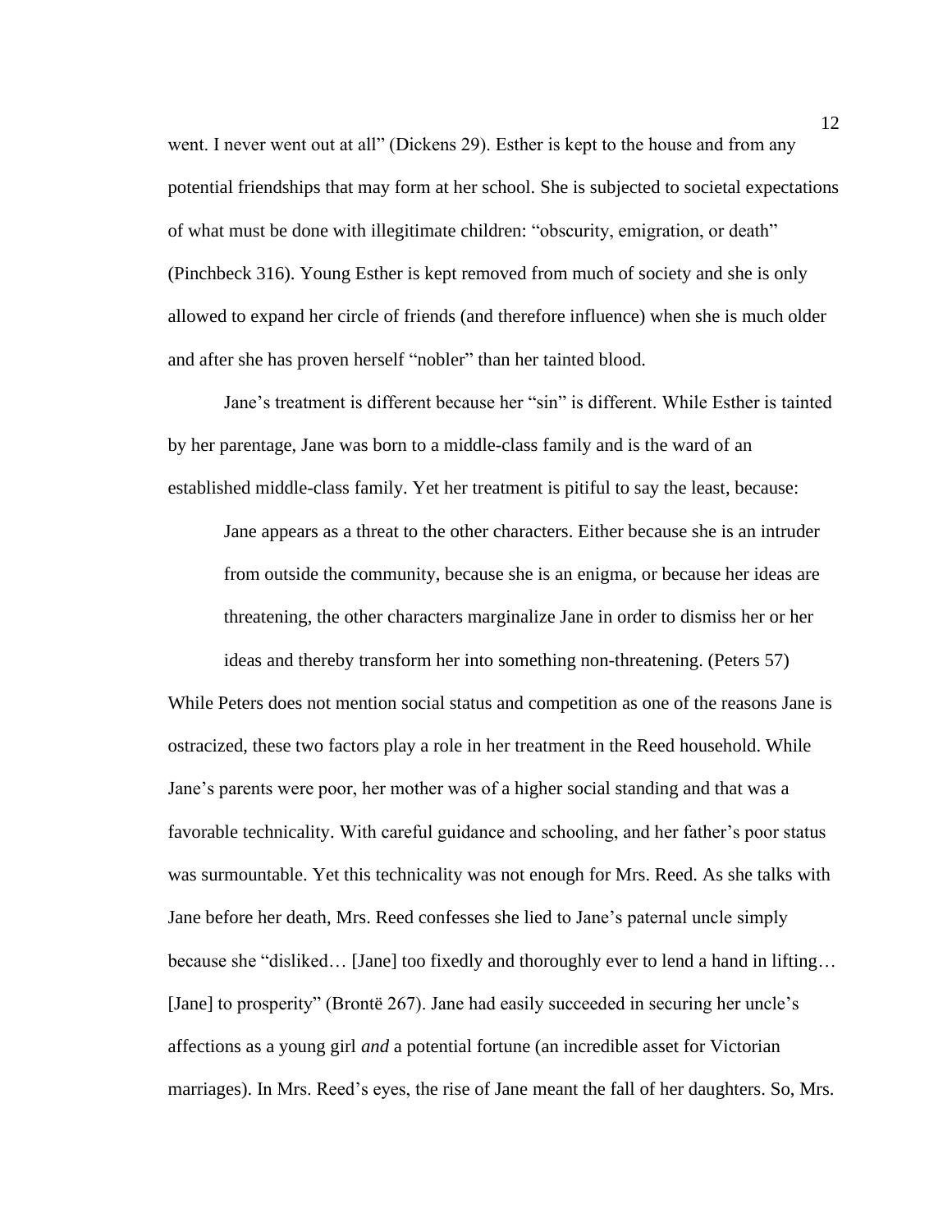went. I never went out at all" (Dickens 29). Esther is kept to the house and from any potential friendships that may form at her school. She is subjected to societal expectations of what must be done with illegitimate children: "obscurity, emigration, or death" (Pinchbeck 316). Young Esther is kept removed from much of society and she is only allowed to expand her circle of friends (and therefore influence) when she is much older and after she has proven herself "nobler" than her tainted blood.

Jane's treatment is different because her "sin" is different. While Esther is tainted by her parentage, Jane was born to a middle-class family and is the ward of an established middle-class family. Yet her treatment is pitiful to say the least, because:

> Jane appears as a threat to the other characters. Either because she is an intruder from outside the community, because she is an enigma, or because her ideas are threatening, the other characters marginalize Jane in order to dismiss her or her ideas and thereby transform her into something non-threatening. (Peters 57)

While Peters does not mention social status and competition as one of the reasons Jane is ostracized, these two factors play a role in her treatment in the Reed household. While Jane's parents were poor, her mother was of a higher social standing and that was a favorable technicality. With careful guidance and schooling, and her father's poor status was surmountable. Yet this technicality was not enough for Mrs. Reed. As she talks with Jane before her death, Mrs. Reed confesses she lied to Jane's paternal uncle simply because she "disliked… [Jane] too fixedly and thoroughly ever to lend a hand in lifting… [Jane] to prosperity" (Brontë 267). Jane had easily succeeded in securing her uncle's affections as a young girl *and* a potential fortune (an incredible asset for Victorian marriages). In Mrs. Reed's eyes, the rise of Jane meant the fall of her daughters. So, Mrs.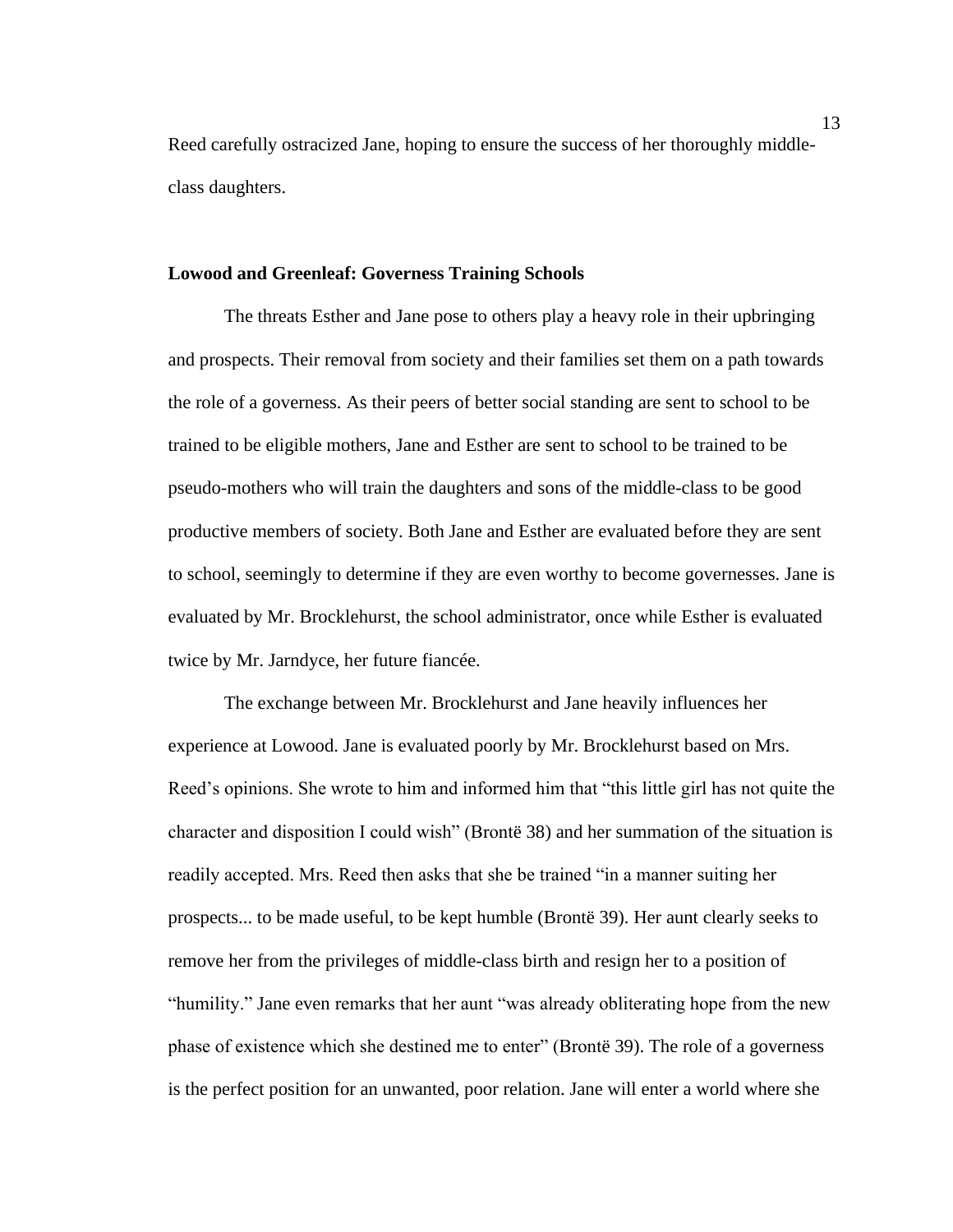Reed carefully ostracized Jane, hoping to ensure the success of her thoroughly middle-class daughters.

### Lowood and Greenleaf: Governess Training Schools

The threats Esther and Jane pose to others play a heavy role in their upbringing and prospects. Their removal from society and their families set them on a path towards the role of a governess. As their peers of better social standing are sent to school to be trained to be eligible mothers, Jane and Esther are sent to school to be trained to be pseudo-mothers who will train the daughters and sons of the middle-class to be good productive members of society. Both Jane and Esther are evaluated before they are sent to school, seemingly to determine if they are even worthy to become governesses. Jane is evaluated by Mr. Brocklehurst, the school administrator, once while Esther is evaluated twice by Mr. Jarndyce, her future fiancée.

The exchange between Mr. Brocklehurst and Jane heavily influences her experience at Lowood. Jane is evaluated poorly by Mr. Brocklehurst based on Mrs. Reed's opinions. She wrote to him and informed him that "this little girl has not quite the character and disposition I could wish" (Brontë 38) and her summation of the situation is readily accepted. Mrs. Reed then asks that she be trained "in a manner suiting her prospects... to be made useful, to be kept humble (Brontë 39). Her aunt clearly seeks to remove her from the privileges of middle-class birth and resign her to a position of "humility." Jane even remarks that her aunt "was already obliterating hope from the new phase of existence which she destined me to enter" (Brontë 39). The role of a governess is the perfect position for an unwanted, poor relation. Jane will enter a world where she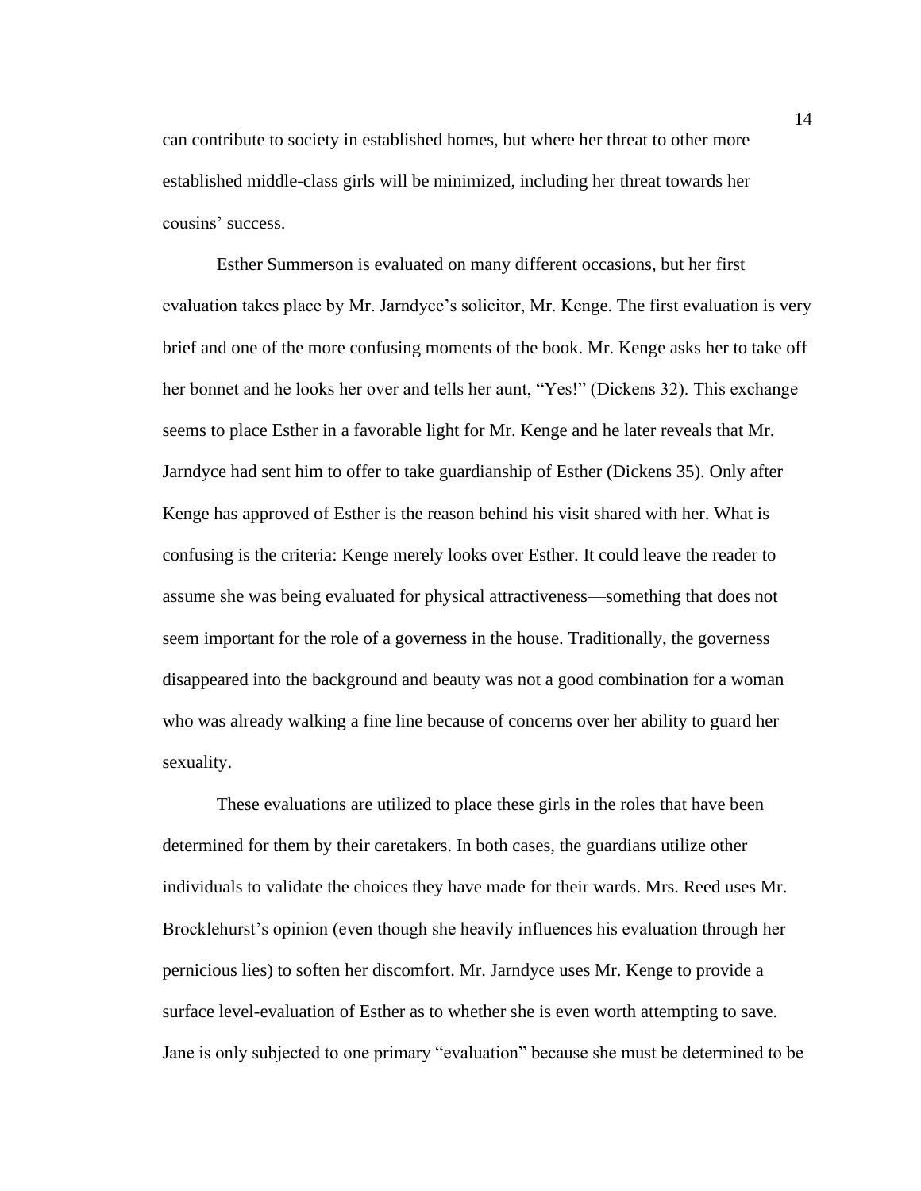can contribute to society in established homes, but where her threat to other more established middle-class girls will be minimized, including her threat towards her cousins' success.

Esther Summerson is evaluated on many different occasions, but her first evaluation takes place by Mr. Jarndyce's solicitor, Mr. Kenge. The first evaluation is very brief and one of the more confusing moments of the book. Mr. Kenge asks her to take off her bonnet and he looks her over and tells her aunt, "Yes!" (Dickens 32). This exchange seems to place Esther in a favorable light for Mr. Kenge and he later reveals that Mr. Jarndyce had sent him to offer to take guardianship of Esther (Dickens 35). Only after Kenge has approved of Esther is the reason behind his visit shared with her. What is confusing is the criteria: Kenge merely looks over Esther. It could leave the reader to assume she was being evaluated for physical attractiveness—something that does not seem important for the role of a governess in the house. Traditionally, the governess disappeared into the background and beauty was not a good combination for a woman who was already walking a fine line because of concerns over her ability to guard her sexuality.

These evaluations are utilized to place these girls in the roles that have been determined for them by their caretakers. In both cases, the guardians utilize other individuals to validate the choices they have made for their wards. Mrs. Reed uses Mr. Brocklehurst's opinion (even though she heavily influences his evaluation through her pernicious lies) to soften her discomfort. Mr. Jarndyce uses Mr. Kenge to provide a surface level-evaluation of Esther as to whether she is even worth attempting to save. Jane is only subjected to one primary "evaluation" because she must be determined to be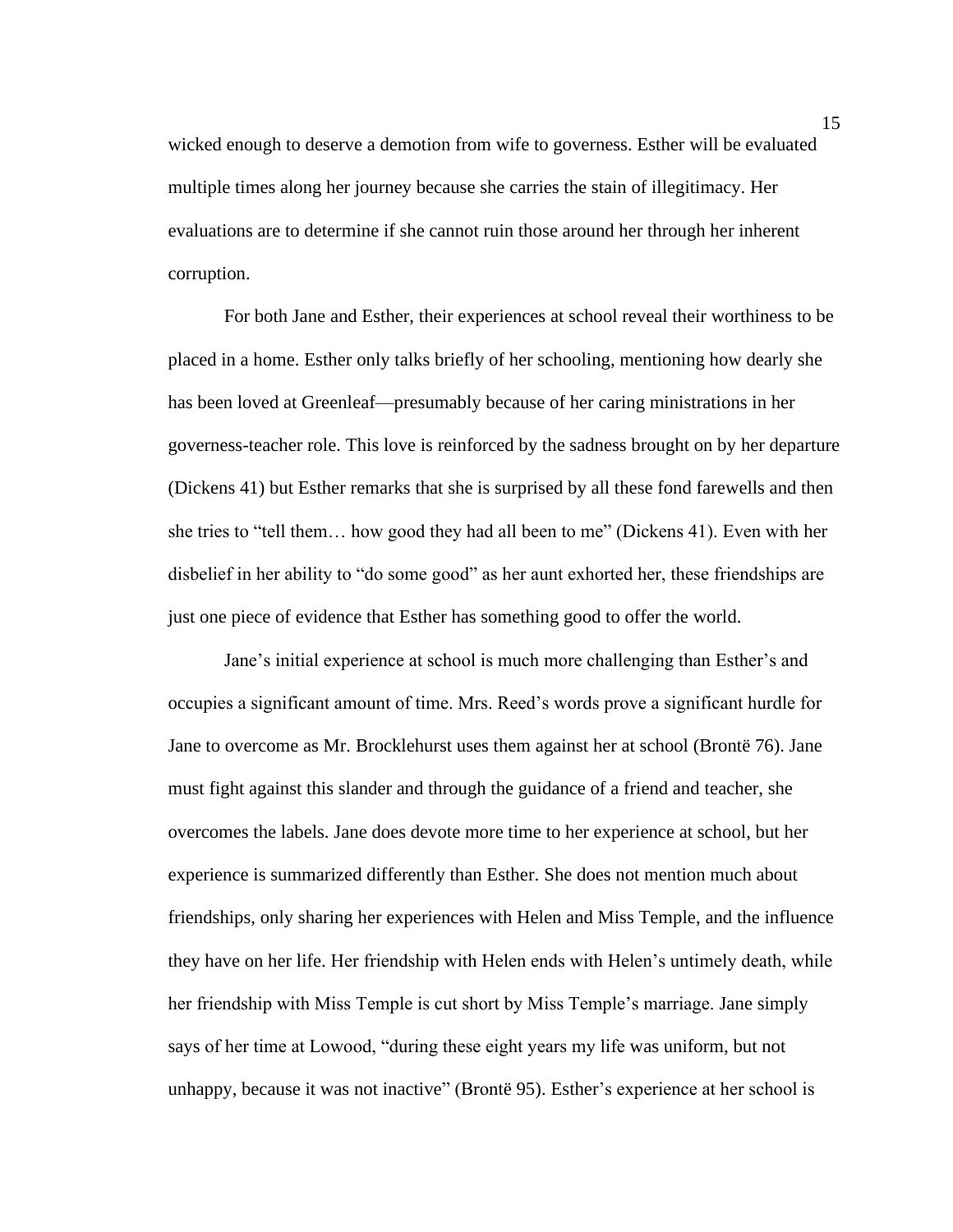wicked enough to deserve a demotion from wife to governess. Esther will be evaluated multiple times along her journey because she carries the stain of illegitimacy. Her evaluations are to determine if she cannot ruin those around her through her inherent corruption.

For both Jane and Esther, their experiences at school reveal their worthiness to be placed in a home. Esther only talks briefly of her schooling, mentioning how dearly she has been loved at Greenleaf—presumably because of her caring ministrations in her governess-teacher role. This love is reinforced by the sadness brought on by her departure (Dickens 41) but Esther remarks that she is surprised by all these fond farewells and then she tries to "tell them… how good they had all been to me" (Dickens 41). Even with her disbelief in her ability to "do some good" as her aunt exhorted her, these friendships are just one piece of evidence that Esther has something good to offer the world.

Jane's initial experience at school is much more challenging than Esther's and occupies a significant amount of time. Mrs. Reed's words prove a significant hurdle for Jane to overcome as Mr. Brocklehurst uses them against her at school (Brontë 76). Jane must fight against this slander and through the guidance of a friend and teacher, she overcomes the labels. Jane does devote more time to her experience at school, but her experience is summarized differently than Esther. She does not mention much about friendships, only sharing her experiences with Helen and Miss Temple, and the influence they have on her life. Her friendship with Helen ends with Helen's untimely death, while her friendship with Miss Temple is cut short by Miss Temple's marriage. Jane simply says of her time at Lowood, "during these eight years my life was uniform, but not unhappy, because it was not inactive" (Brontë 95). Esther's experience at her school is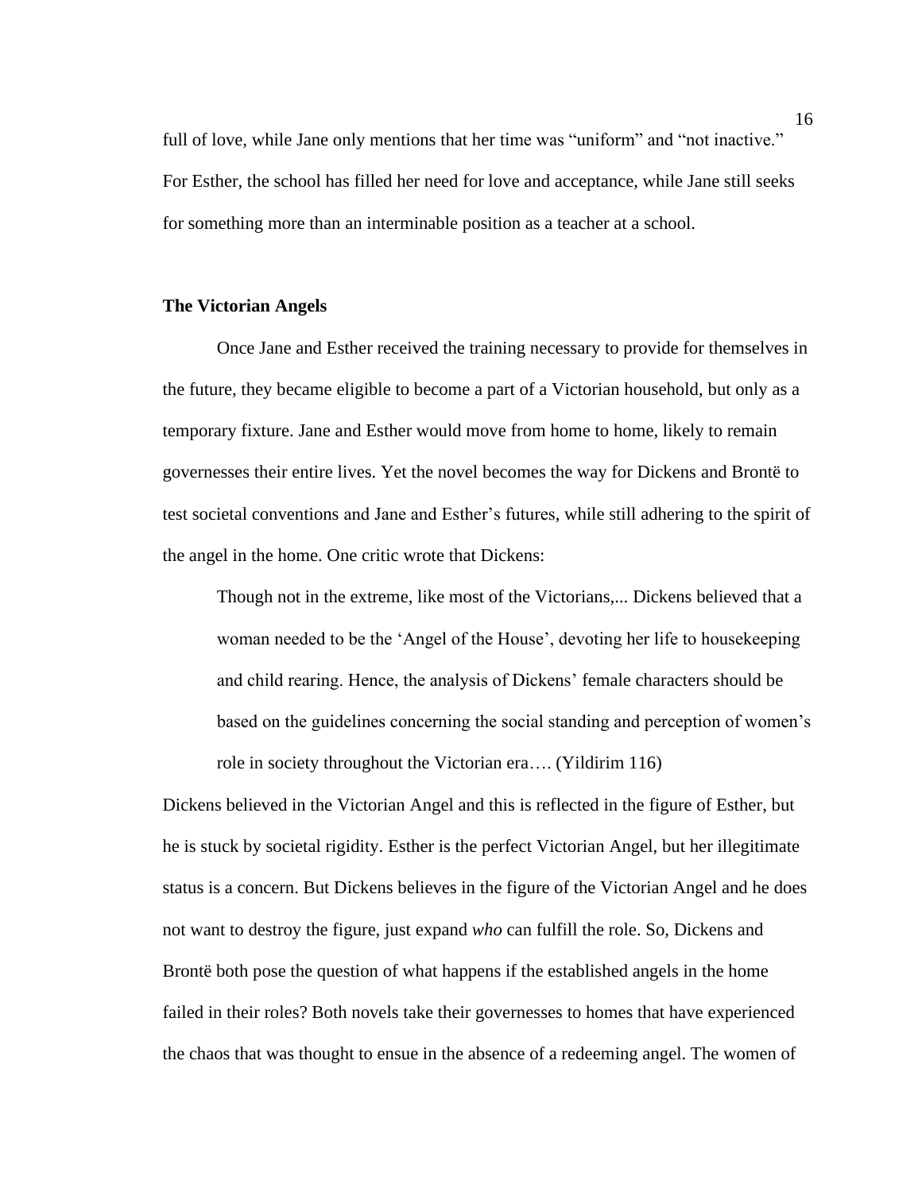full of love, while Jane only mentions that her time was "uniform" and "not inactive." For Esther, the school has filled her need for love and acceptance, while Jane still seeks for something more than an interminable position as a teacher at a school.

**The Victorian Angels**

Once Jane and Esther received the training necessary to provide for themselves in the future, they became eligible to become a part of a Victorian household, but only as a temporary fixture. Jane and Esther would move from home to home, likely to remain governesses their entire lives. Yet the novel becomes the way for Dickens and Brontë to test societal conventions and Jane and Esther's futures, while still adhering to the spirit of the angel in the home. One critic wrote that Dickens:

> Though not in the extreme, like most of the Victorians,... Dickens believed that a woman needed to be the 'Angel of the House', devoting her life to housekeeping and child rearing. Hence, the analysis of Dickens' female characters should be based on the guidelines concerning the social standing and perception of women's role in society throughout the Victorian era…. (Yildirim 116)

Dickens believed in the Victorian Angel and this is reflected in the figure of Esther, but he is stuck by societal rigidity. Esther is the perfect Victorian Angel, but her illegitimate status is a concern. But Dickens believes in the figure of the Victorian Angel and he does not want to destroy the figure, just expand *who* can fulfill the role. So, Dickens and Brontë both pose the question of what happens if the established angels in the home failed in their roles? Both novels take their governesses to homes that have experienced the chaos that was thought to ensue in the absence of a redeeming angel. The women of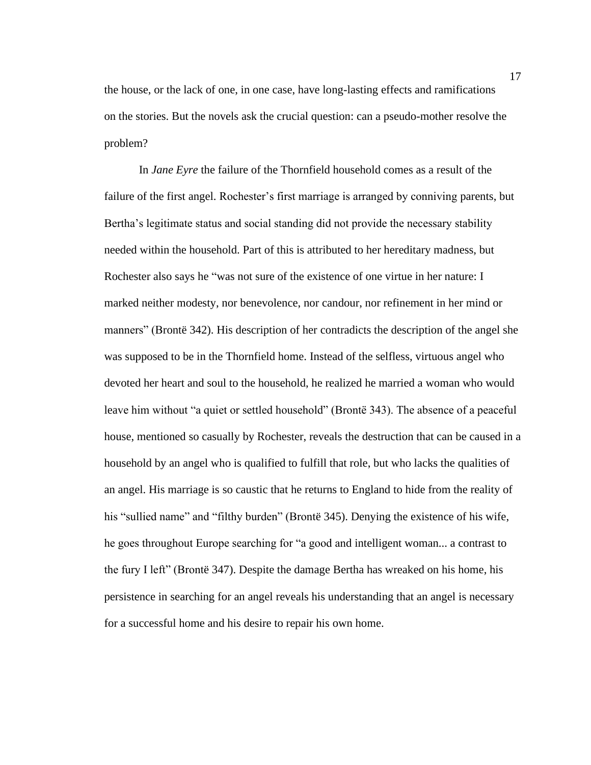the house, or the lack of one, in one case, have long-lasting effects and ramifications on the stories. But the novels ask the crucial question: can a pseudo-mother resolve the problem?

In *Jane Eyre* the failure of the Thornfield household comes as a result of the failure of the first angel. Rochester's first marriage is arranged by conniving parents, but Bertha's legitimate status and social standing did not provide the necessary stability needed within the household. Part of this is attributed to her hereditary madness, but Rochester also says he "was not sure of the existence of one virtue in her nature: I marked neither modesty, nor benevolence, nor candour, nor refinement in her mind or manners" (Brontë 342). His description of her contradicts the description of the angel she was supposed to be in the Thornfield home. Instead of the selfless, virtuous angel who devoted her heart and soul to the household, he realized he married a woman who would leave him without "a quiet or settled household" (Brontë 343). The absence of a peaceful house, mentioned so casually by Rochester, reveals the destruction that can be caused in a household by an angel who is qualified to fulfill that role, but who lacks the qualities of an angel. His marriage is so caustic that he returns to England to hide from the reality of his "sullied name" and "filthy burden" (Brontë 345). Denying the existence of his wife, he goes throughout Europe searching for "a good and intelligent woman... a contrast to the fury I left" (Brontë 347). Despite the damage Bertha has wreaked on his home, his persistence in searching for an angel reveals his understanding that an angel is necessary for a successful home and his desire to repair his own home.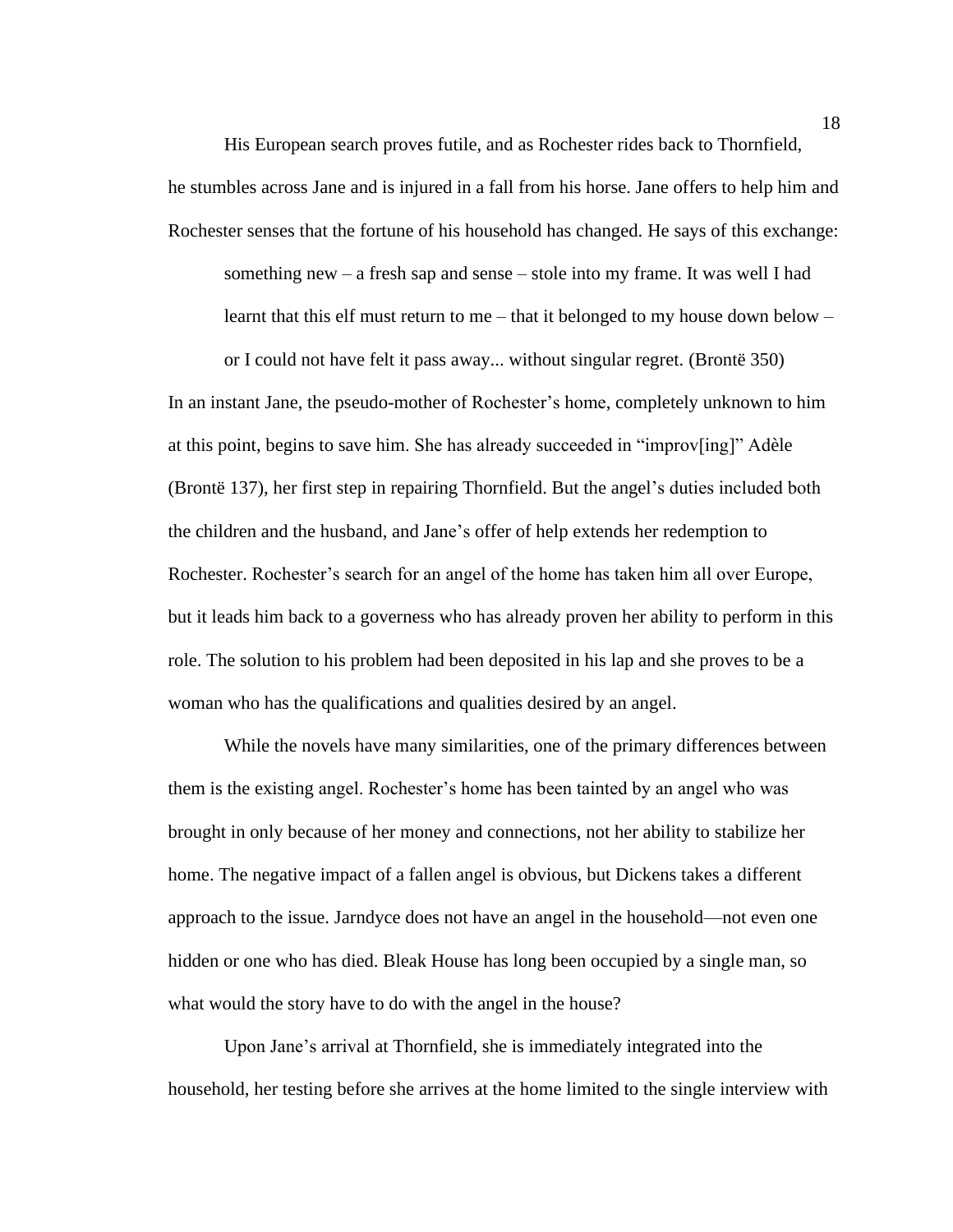His European search proves futile, and as Rochester rides back to Thornfield, he stumbles across Jane and is injured in a fall from his horse. Jane offers to help him and Rochester senses that the fortune of his household has changed. He says of this exchange:

> something new – a fresh sap and sense – stole into my frame. It was well I had learnt that this elf must return to me – that it belonged to my house down below – or I could not have felt it pass away... without singular regret. (Brontë 350)

In an instant Jane, the pseudo-mother of Rochester's home, completely unknown to him at this point, begins to save him. She has already succeeded in "improv[ing]" Adèle (Brontë 137), her first step in repairing Thornfield. But the angel's duties included both the children and the husband, and Jane's offer of help extends her redemption to Rochester. Rochester's search for an angel of the home has taken him all over Europe, but it leads him back to a governess who has already proven her ability to perform in this role. The solution to his problem had been deposited in his lap and she proves to be a woman who has the qualifications and qualities desired by an angel.

While the novels have many similarities, one of the primary differences between them is the existing angel. Rochester's home has been tainted by an angel who was brought in only because of her money and connections, not her ability to stabilize her home. The negative impact of a fallen angel is obvious, but Dickens takes a different approach to the issue. Jarndyce does not have an angel in the household—not even one hidden or one who has died. Bleak House has long been occupied by a single man, so what would the story have to do with the angel in the house?

Upon Jane's arrival at Thornfield, she is immediately integrated into the household, her testing before she arrives at the home limited to the single interview with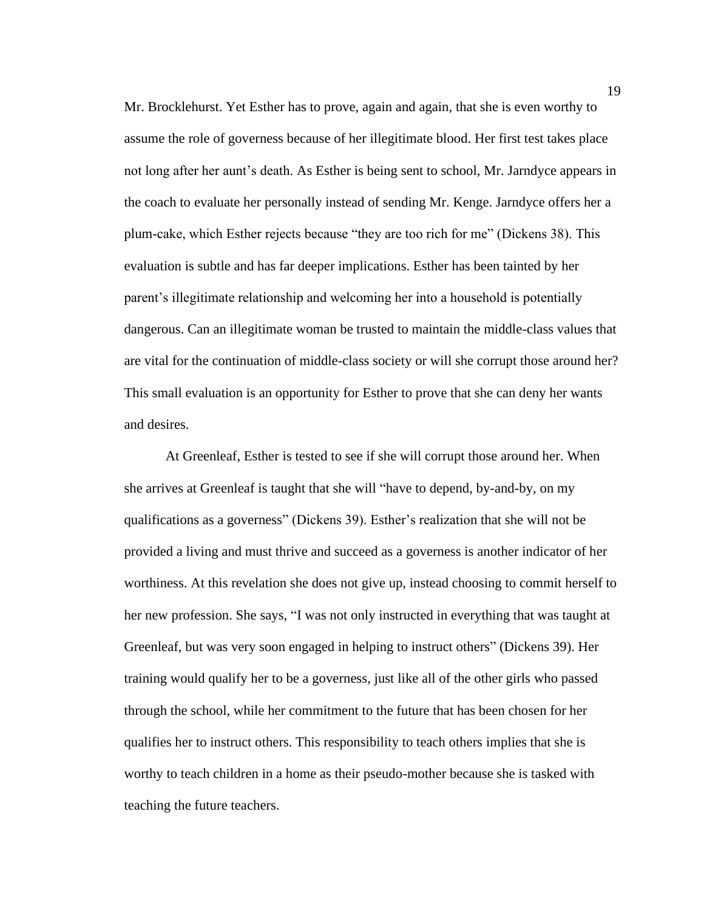Mr. Brocklehurst. Yet Esther has to prove, again and again, that she is even worthy to assume the role of governess because of her illegitimate blood. Her first test takes place not long after her aunt's death. As Esther is being sent to school, Mr. Jarndyce appears in the coach to evaluate her personally instead of sending Mr. Kenge. Jarndyce offers her a plum-cake, which Esther rejects because "they are too rich for me" (Dickens 38). This evaluation is subtle and has far deeper implications. Esther has been tainted by her parent's illegitimate relationship and welcoming her into a household is potentially dangerous. Can an illegitimate woman be trusted to maintain the middle-class values that are vital for the continuation of middle-class society or will she corrupt those around her? This small evaluation is an opportunity for Esther to prove that she can deny her wants and desires.

At Greenleaf, Esther is tested to see if she will corrupt those around her. When she arrives at Greenleaf is taught that she will "have to depend, by-and-by, on my qualifications as a governess" (Dickens 39). Esther's realization that she will not be provided a living and must thrive and succeed as a governess is another indicator of her worthiness. At this revelation she does not give up, instead choosing to commit herself to her new profession. She says, "I was not only instructed in everything that was taught at Greenleaf, but was very soon engaged in helping to instruct others" (Dickens 39). Her training would qualify her to be a governess, just like all of the other girls who passed through the school, while her commitment to the future that has been chosen for her qualifies her to instruct others. This responsibility to teach others implies that she is worthy to teach children in a home as their pseudo-mother because she is tasked with teaching the future teachers.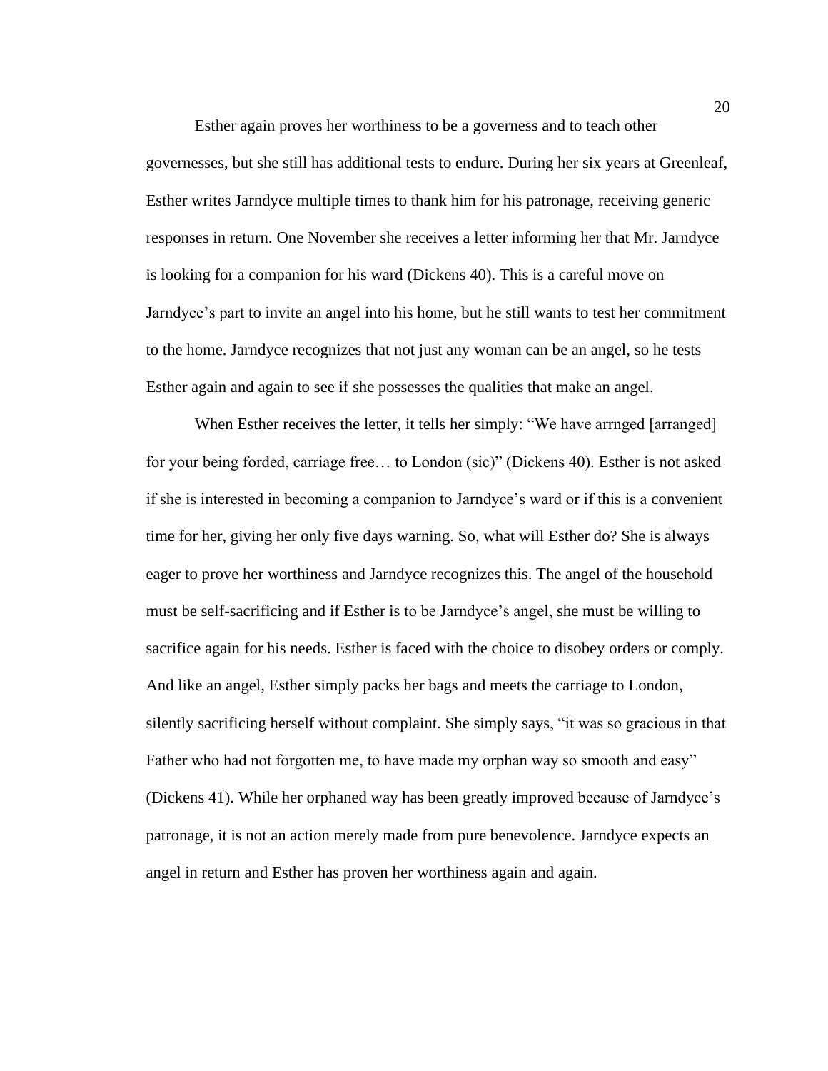Esther again proves her worthiness to be a governess and to teach other governesses, but she still has additional tests to endure. During her six years at Greenleaf, Esther writes Jarndyce multiple times to thank him for his patronage, receiving generic responses in return. One November she receives a letter informing her that Mr. Jarndyce is looking for a companion for his ward (Dickens 40). This is a careful move on Jarndyce's part to invite an angel into his home, but he still wants to test her commitment to the home. Jarndyce recognizes that not just any woman can be an angel, so he tests Esther again and again to see if she possesses the qualities that make an angel.

When Esther receives the letter, it tells her simply: "We have arrnged [arranged] for your being forded, carriage free… to London (sic)" (Dickens 40). Esther is not asked if she is interested in becoming a companion to Jarndyce's ward or if this is a convenient time for her, giving her only five days warning. So, what will Esther do? She is always eager to prove her worthiness and Jarndyce recognizes this. The angel of the household must be self-sacrificing and if Esther is to be Jarndyce's angel, she must be willing to sacrifice again for his needs. Esther is faced with the choice to disobey orders or comply. And like an angel, Esther simply packs her bags and meets the carriage to London, silently sacrificing herself without complaint. She simply says, "it was so gracious in that Father who had not forgotten me, to have made my orphan way so smooth and easy" (Dickens 41). While her orphaned way has been greatly improved because of Jarndyce's patronage, it is not an action merely made from pure benevolence. Jarndyce expects an angel in return and Esther has proven her worthiness again and again.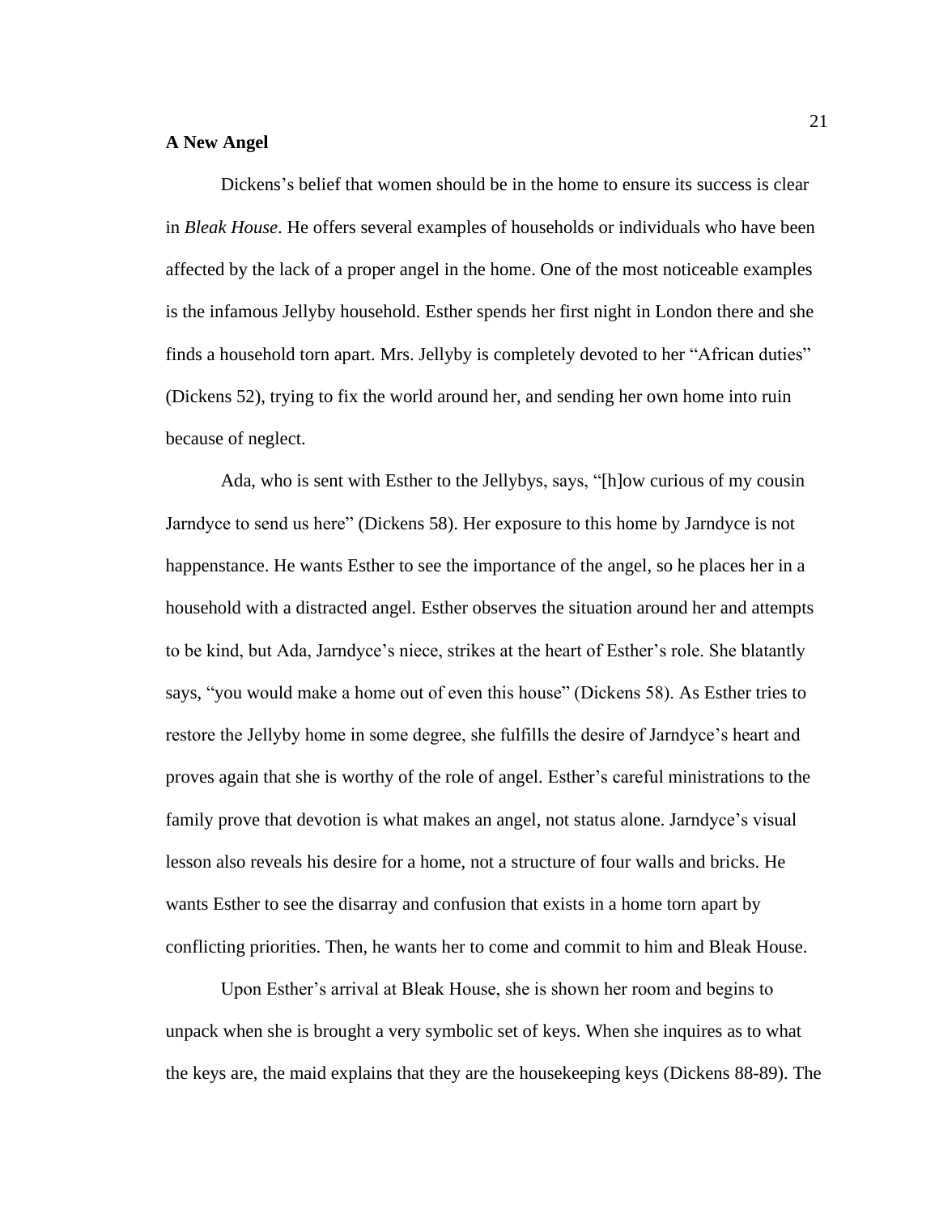**A New Angel**

Dickens's belief that women should be in the home to ensure its success is clear in *Bleak House*. He offers several examples of households or individuals who have been affected by the lack of a proper angel in the home. One of the most noticeable examples is the infamous Jellyby household. Esther spends her first night in London there and she finds a household torn apart. Mrs. Jellyby is completely devoted to her "African duties" (Dickens 52), trying to fix the world around her, and sending her own home into ruin because of neglect.

Ada, who is sent with Esther to the Jellybys, says, "[h]ow curious of my cousin Jarndyce to send us here" (Dickens 58). Her exposure to this home by Jarndyce is not happenstance. He wants Esther to see the importance of the angel, so he places her in a household with a distracted angel. Esther observes the situation around her and attempts to be kind, but Ada, Jarndyce's niece, strikes at the heart of Esther's role. She blatantly says, "you would make a home out of even this house" (Dickens 58). As Esther tries to restore the Jellyby home in some degree, she fulfills the desire of Jarndyce's heart and proves again that she is worthy of the role of angel. Esther's careful ministrations to the family prove that devotion is what makes an angel, not status alone. Jarndyce's visual lesson also reveals his desire for a home, not a structure of four walls and bricks. He wants Esther to see the disarray and confusion that exists in a home torn apart by conflicting priorities. Then, he wants her to come and commit to him and Bleak House.

Upon Esther's arrival at Bleak House, she is shown her room and begins to unpack when she is brought a very symbolic set of keys. When she inquires as to what the keys are, the maid explains that they are the housekeeping keys (Dickens 88-89). The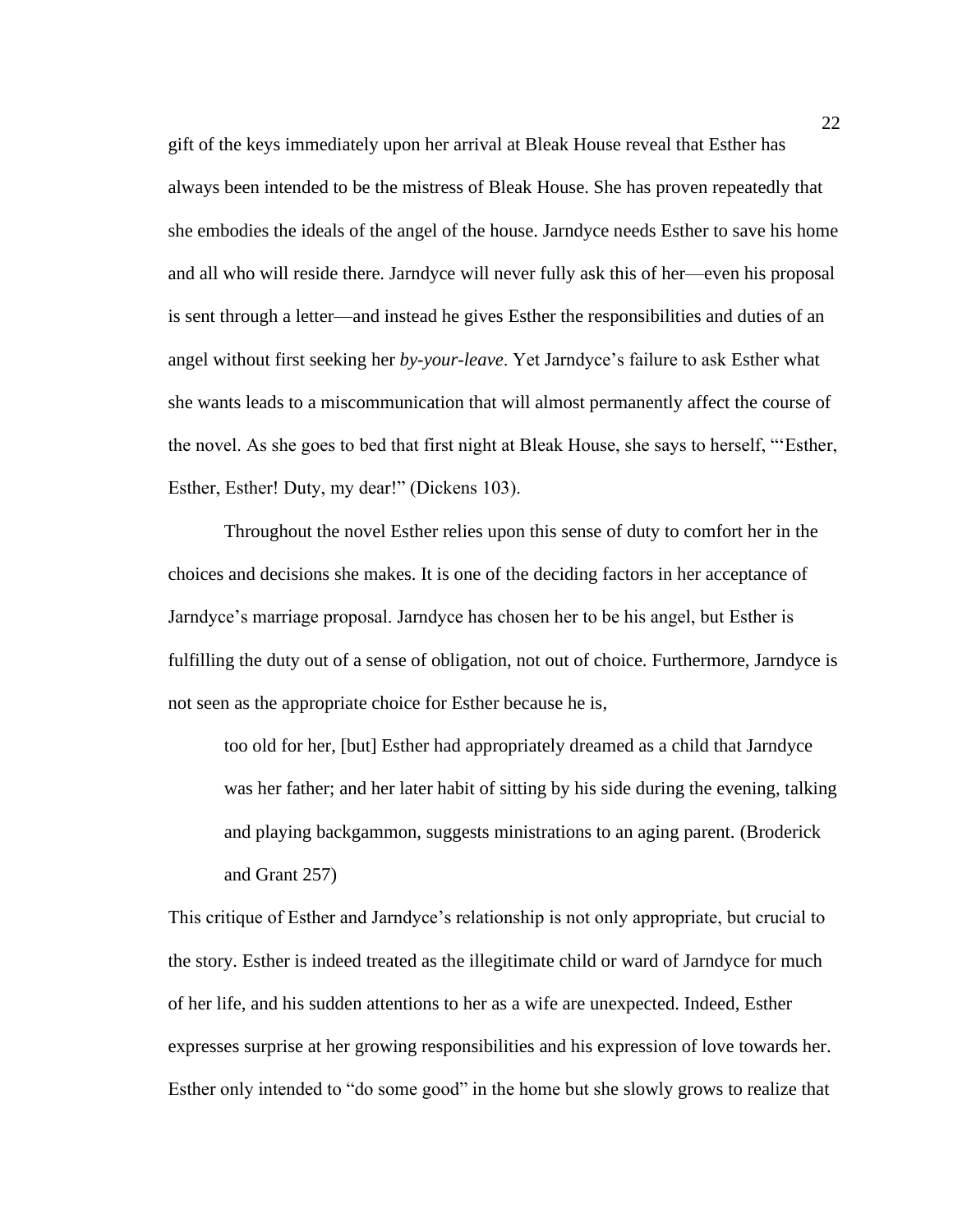gift of the keys immediately upon her arrival at Bleak House reveal that Esther has always been intended to be the mistress of Bleak House. She has proven repeatedly that she embodies the ideals of the angel of the house. Jarndyce needs Esther to save his home and all who will reside there. Jarndyce will never fully ask this of her—even his proposal is sent through a letter—and instead he gives Esther the responsibilities and duties of an angel without first seeking her *by-your-leave*. Yet Jarndyce's failure to ask Esther what she wants leads to a miscommunication that will almost permanently affect the course of the novel. As she goes to bed that first night at Bleak House, she says to herself, "'Esther, Esther, Esther! Duty, my dear!" (Dickens 103).

Throughout the novel Esther relies upon this sense of duty to comfort her in the choices and decisions she makes. It is one of the deciding factors in her acceptance of Jarndyce's marriage proposal. Jarndyce has chosen her to be his angel, but Esther is fulfilling the duty out of a sense of obligation, not out of choice. Furthermore, Jarndyce is not seen as the appropriate choice for Esther because he is,

> too old for her, [but] Esther had appropriately dreamed as a child that Jarndyce was her father; and her later habit of sitting by his side during the evening, talking and playing backgammon, suggests ministrations to an aging parent. (Broderick and Grant 257)

This critique of Esther and Jarndyce's relationship is not only appropriate, but crucial to the story. Esther is indeed treated as the illegitimate child or ward of Jarndyce for much of her life, and his sudden attentions to her as a wife are unexpected. Indeed, Esther expresses surprise at her growing responsibilities and his expression of love towards her. Esther only intended to "do some good" in the home but she slowly grows to realize that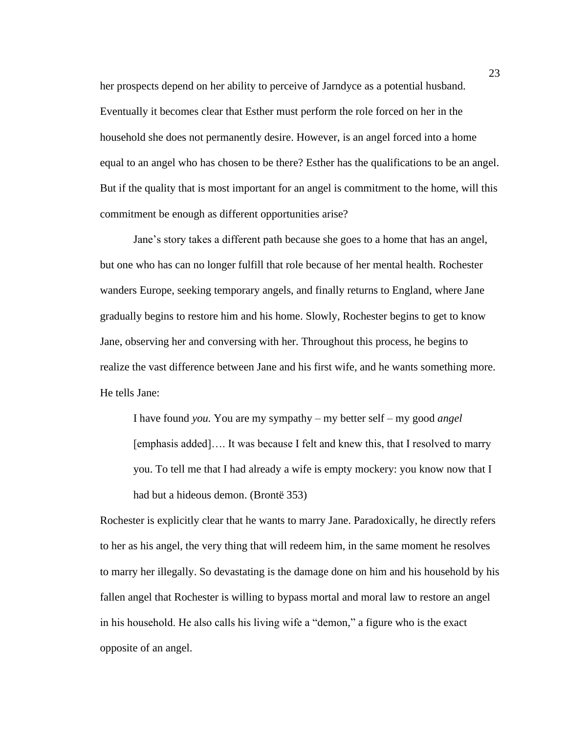her prospects depend on her ability to perceive of Jarndyce as a potential husband. Eventually it becomes clear that Esther must perform the role forced on her in the household she does not permanently desire. However, is an angel forced into a home equal to an angel who has chosen to be there? Esther has the qualifications to be an angel. But if the quality that is most important for an angel is commitment to the home, will this commitment be enough as different opportunities arise?

Jane's story takes a different path because she goes to a home that has an angel, but one who has can no longer fulfill that role because of her mental health. Rochester wanders Europe, seeking temporary angels, and finally returns to England, where Jane gradually begins to restore him and his home. Slowly, Rochester begins to get to know Jane, observing her and conversing with her. Throughout this process, he begins to realize the vast difference between Jane and his first wife, and he wants something more. He tells Jane:

> I have found *you.* You are my sympathy – my better self – my good *angel* [emphasis added]…. It was because I felt and knew this, that I resolved to marry you. To tell me that I had already a wife is empty mockery: you know now that I had but a hideous demon. (Brontë 353)

Rochester is explicitly clear that he wants to marry Jane. Paradoxically, he directly refers to her as his angel, the very thing that will redeem him, in the same moment he resolves to marry her illegally. So devastating is the damage done on him and his household by his fallen angel that Rochester is willing to bypass mortal and moral law to restore an angel in his household. He also calls his living wife a "demon," a figure who is the exact opposite of an angel.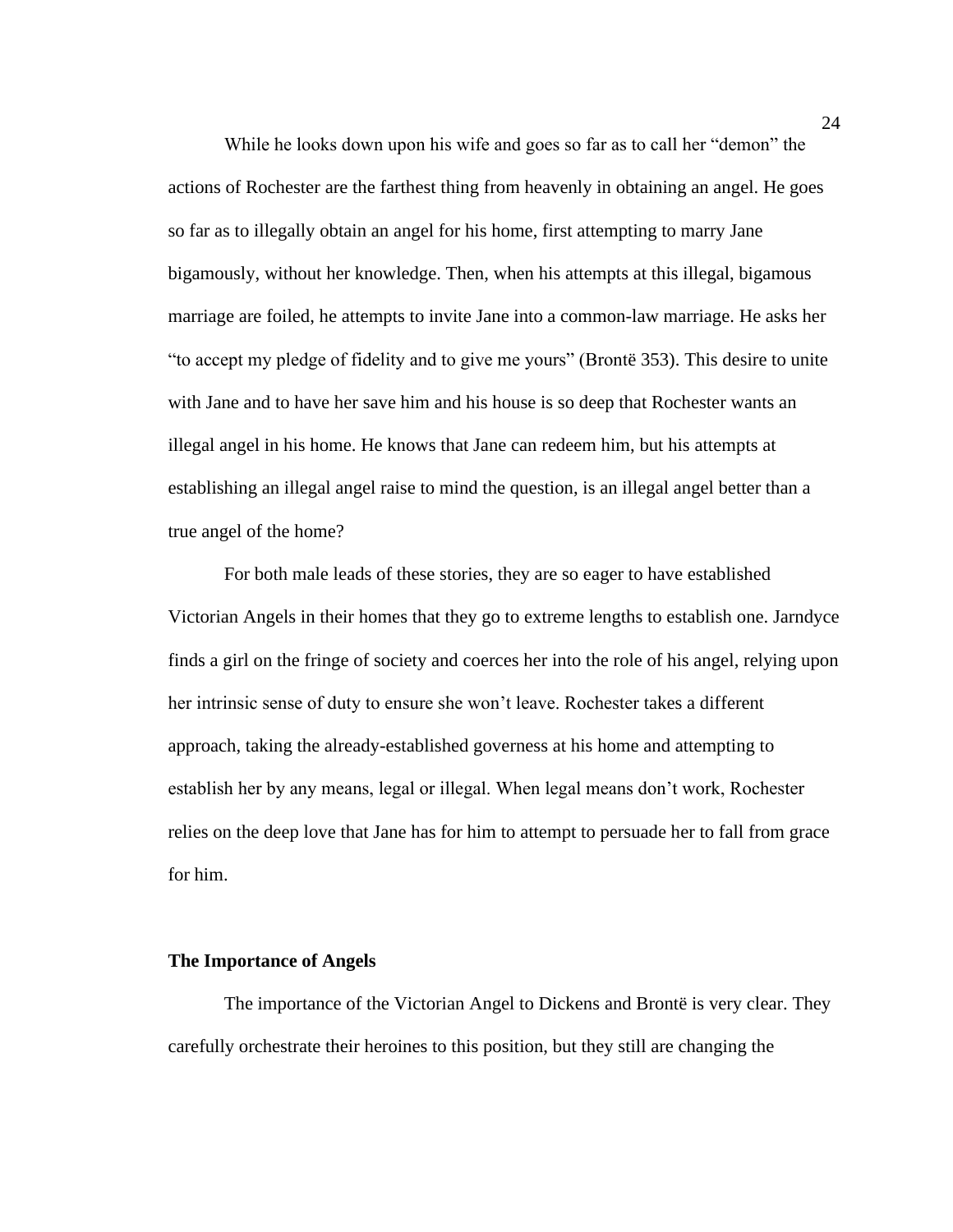While he looks down upon his wife and goes so far as to call her "demon" the actions of Rochester are the farthest thing from heavenly in obtaining an angel. He goes so far as to illegally obtain an angel for his home, first attempting to marry Jane bigamously, without her knowledge. Then, when his attempts at this illegal, bigamous marriage are foiled, he attempts to invite Jane into a common-law marriage. He asks her "to accept my pledge of fidelity and to give me yours" (Brontë 353). This desire to unite with Jane and to have her save him and his house is so deep that Rochester wants an illegal angel in his home. He knows that Jane can redeem him, but his attempts at establishing an illegal angel raise to mind the question, is an illegal angel better than a true angel of the home?

For both male leads of these stories, they are so eager to have established Victorian Angels in their homes that they go to extreme lengths to establish one. Jarndyce finds a girl on the fringe of society and coerces her into the role of his angel, relying upon her intrinsic sense of duty to ensure she won't leave. Rochester takes a different approach, taking the already-established governess at his home and attempting to establish her by any means, legal or illegal. When legal means don't work, Rochester relies on the deep love that Jane has for him to attempt to persuade her to fall from grace for him.

**The Importance of Angels**

The importance of the Victorian Angel to Dickens and Brontë is very clear. They carefully orchestrate their heroines to this position, but they still are changing the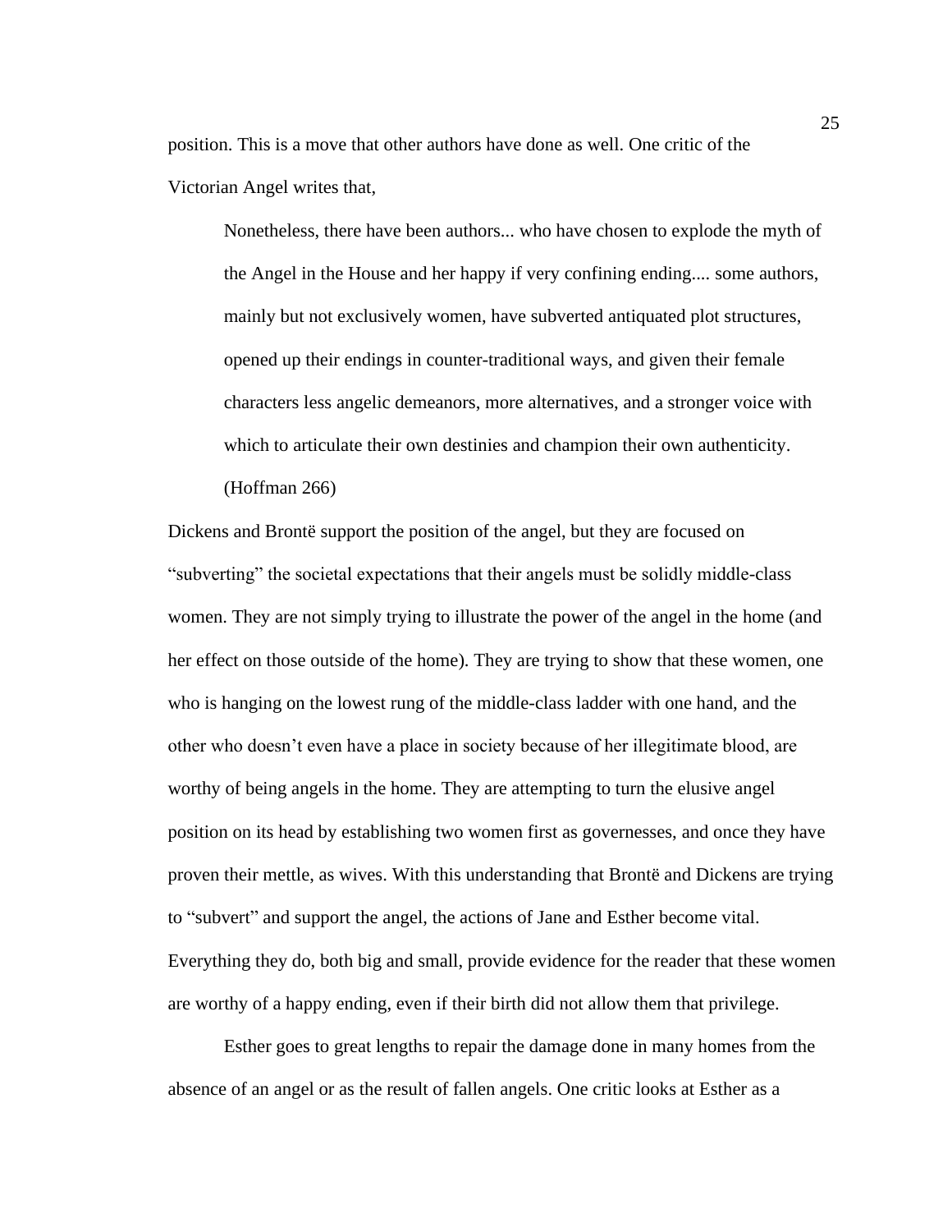position. This is a move that other authors have done as well. One critic of the Victorian Angel writes that,

> Nonetheless, there have been authors... who have chosen to explode the myth of the Angel in the House and her happy if very confining ending.... some authors, mainly but not exclusively women, have subverted antiquated plot structures, opened up their endings in counter-traditional ways, and given their female characters less angelic demeanors, more alternatives, and a stronger voice with which to articulate their own destinies and champion their own authenticity. (Hoffman 266)

Dickens and Brontë support the position of the angel, but they are focused on "subverting" the societal expectations that their angels must be solidly middle-class women. They are not simply trying to illustrate the power of the angel in the home (and her effect on those outside of the home). They are trying to show that these women, one who is hanging on the lowest rung of the middle-class ladder with one hand, and the other who doesn't even have a place in society because of her illegitimate blood, are worthy of being angels in the home. They are attempting to turn the elusive angel position on its head by establishing two women first as governesses, and once they have proven their mettle, as wives. With this understanding that Brontë and Dickens are trying to "subvert" and support the angel, the actions of Jane and Esther become vital. Everything they do, both big and small, provide evidence for the reader that these women are worthy of a happy ending, even if their birth did not allow them that privilege.

Esther goes to great lengths to repair the damage done in many homes from the absence of an angel or as the result of fallen angels. One critic looks at Esther as a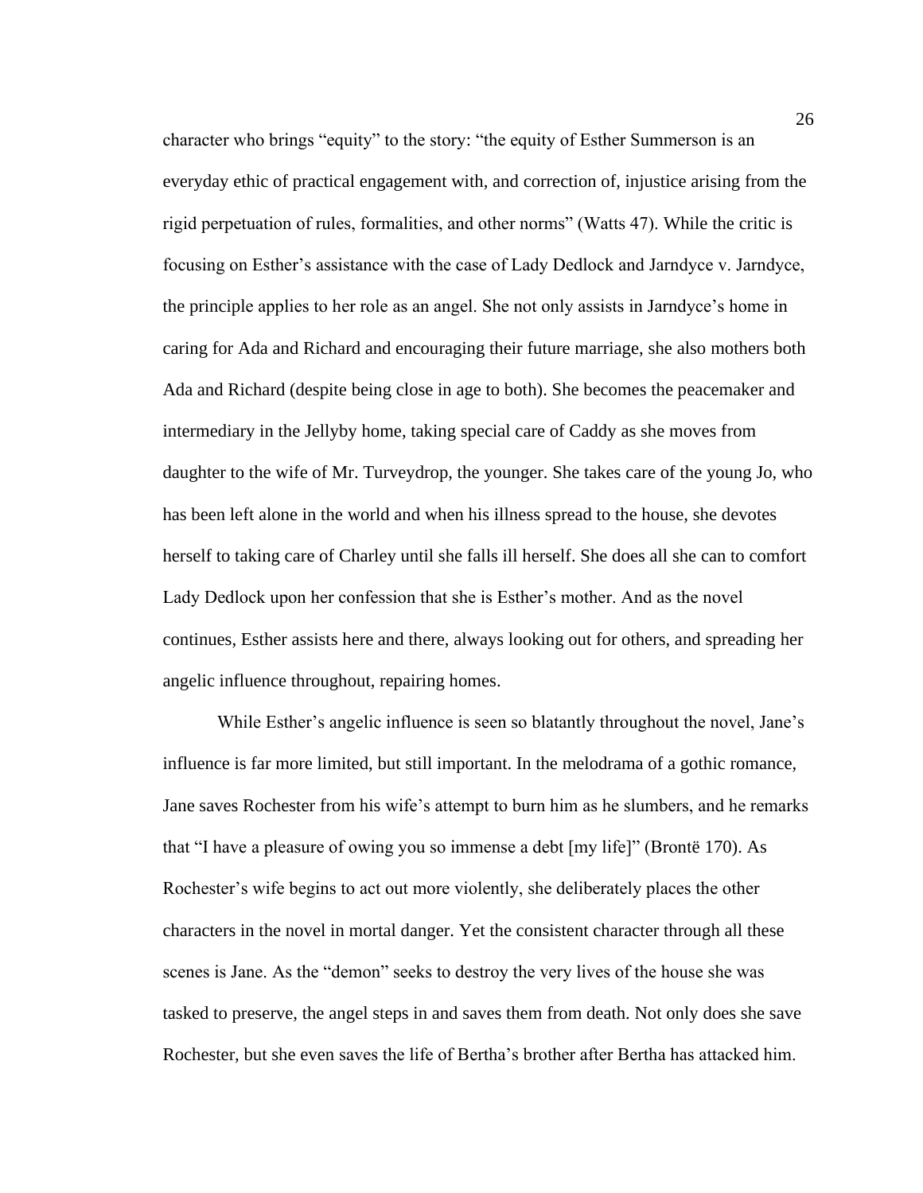character who brings "equity" to the story: "the equity of Esther Summerson is an everyday ethic of practical engagement with, and correction of, injustice arising from the rigid perpetuation of rules, formalities, and other norms" (Watts 47). While the critic is focusing on Esther's assistance with the case of Lady Dedlock and Jarndyce v. Jarndyce, the principle applies to her role as an angel. She not only assists in Jarndyce's home in caring for Ada and Richard and encouraging their future marriage, she also mothers both Ada and Richard (despite being close in age to both). She becomes the peacemaker and intermediary in the Jellyby home, taking special care of Caddy as she moves from daughter to the wife of Mr. Turveydrop, the younger. She takes care of the young Jo, who has been left alone in the world and when his illness spread to the house, she devotes herself to taking care of Charley until she falls ill herself. She does all she can to comfort Lady Dedlock upon her confession that she is Esther's mother. And as the novel continues, Esther assists here and there, always looking out for others, and spreading her angelic influence throughout, repairing homes.

While Esther's angelic influence is seen so blatantly throughout the novel, Jane's influence is far more limited, but still important. In the melodrama of a gothic romance, Jane saves Rochester from his wife's attempt to burn him as he slumbers, and he remarks that "I have a pleasure of owing you so immense a debt [my life]" (Brontë 170). As Rochester's wife begins to act out more violently, she deliberately places the other characters in the novel in mortal danger. Yet the consistent character through all these scenes is Jane. As the "demon" seeks to destroy the very lives of the house she was tasked to preserve, the angel steps in and saves them from death. Not only does she save Rochester, but she even saves the life of Bertha's brother after Bertha has attacked him.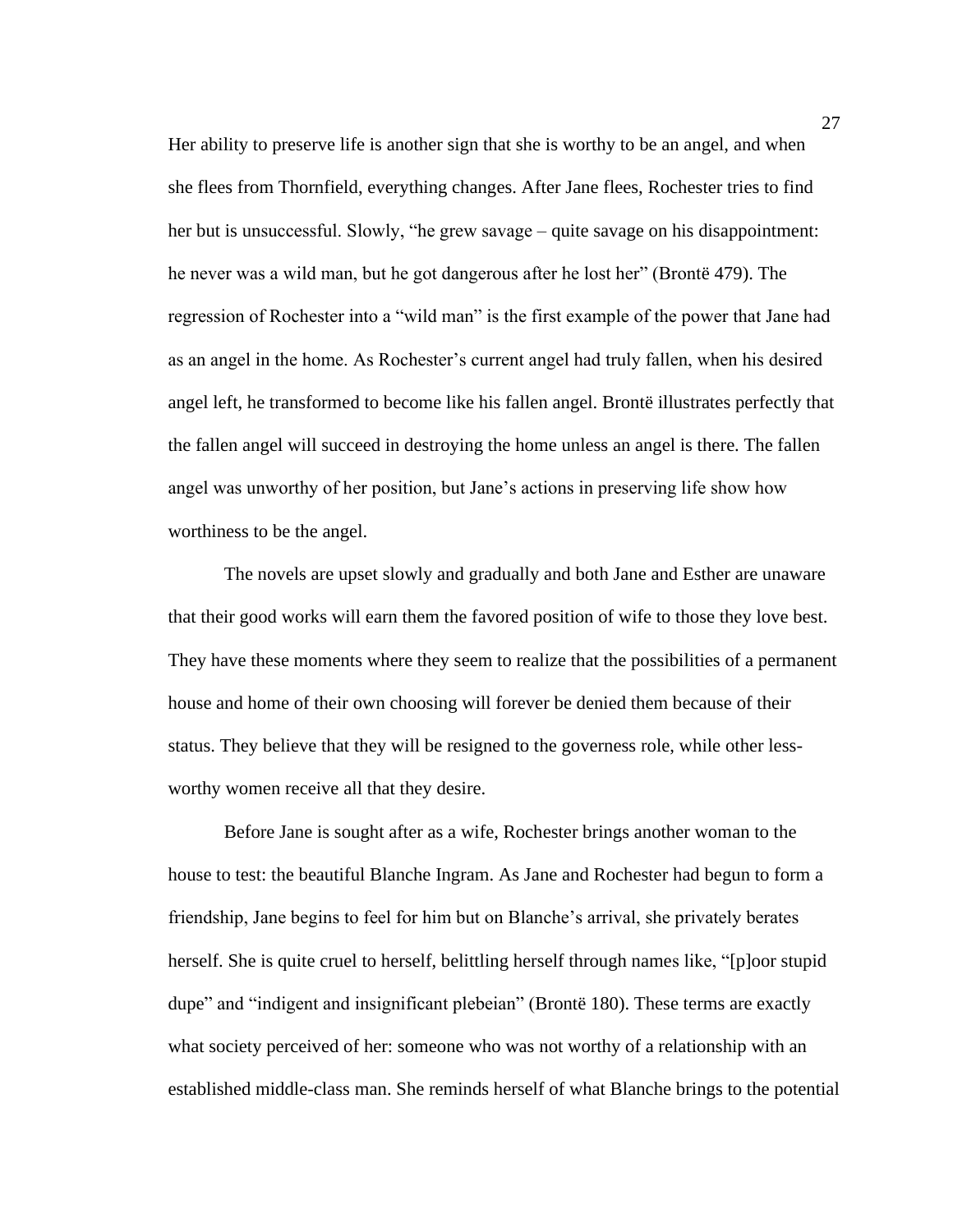Her ability to preserve life is another sign that she is worthy to be an angel, and when she flees from Thornfield, everything changes. After Jane flees, Rochester tries to find her but is unsuccessful. Slowly, "he grew savage – quite savage on his disappointment: he never was a wild man, but he got dangerous after he lost her" (Brontë 479). The regression of Rochester into a "wild man" is the first example of the power that Jane had as an angel in the home. As Rochester's current angel had truly fallen, when his desired angel left, he transformed to become like his fallen angel. Brontë illustrates perfectly that the fallen angel will succeed in destroying the home unless an angel is there. The fallen angel was unworthy of her position, but Jane's actions in preserving life show how worthiness to be the angel.

The novels are upset slowly and gradually and both Jane and Esther are unaware that their good works will earn them the favored position of wife to those they love best. They have these moments where they seem to realize that the possibilities of a permanent house and home of their own choosing will forever be denied them because of their status. They believe that they will be resigned to the governess role, while other less-worthy women receive all that they desire.

Before Jane is sought after as a wife, Rochester brings another woman to the house to test: the beautiful Blanche Ingram. As Jane and Rochester had begun to form a friendship, Jane begins to feel for him but on Blanche's arrival, she privately berates herself. She is quite cruel to herself, belittling herself through names like, "[p]oor stupid dupe" and "indigent and insignificant plebeian" (Brontë 180). These terms are exactly what society perceived of her: someone who was not worthy of a relationship with an established middle-class man. She reminds herself of what Blanche brings to the potential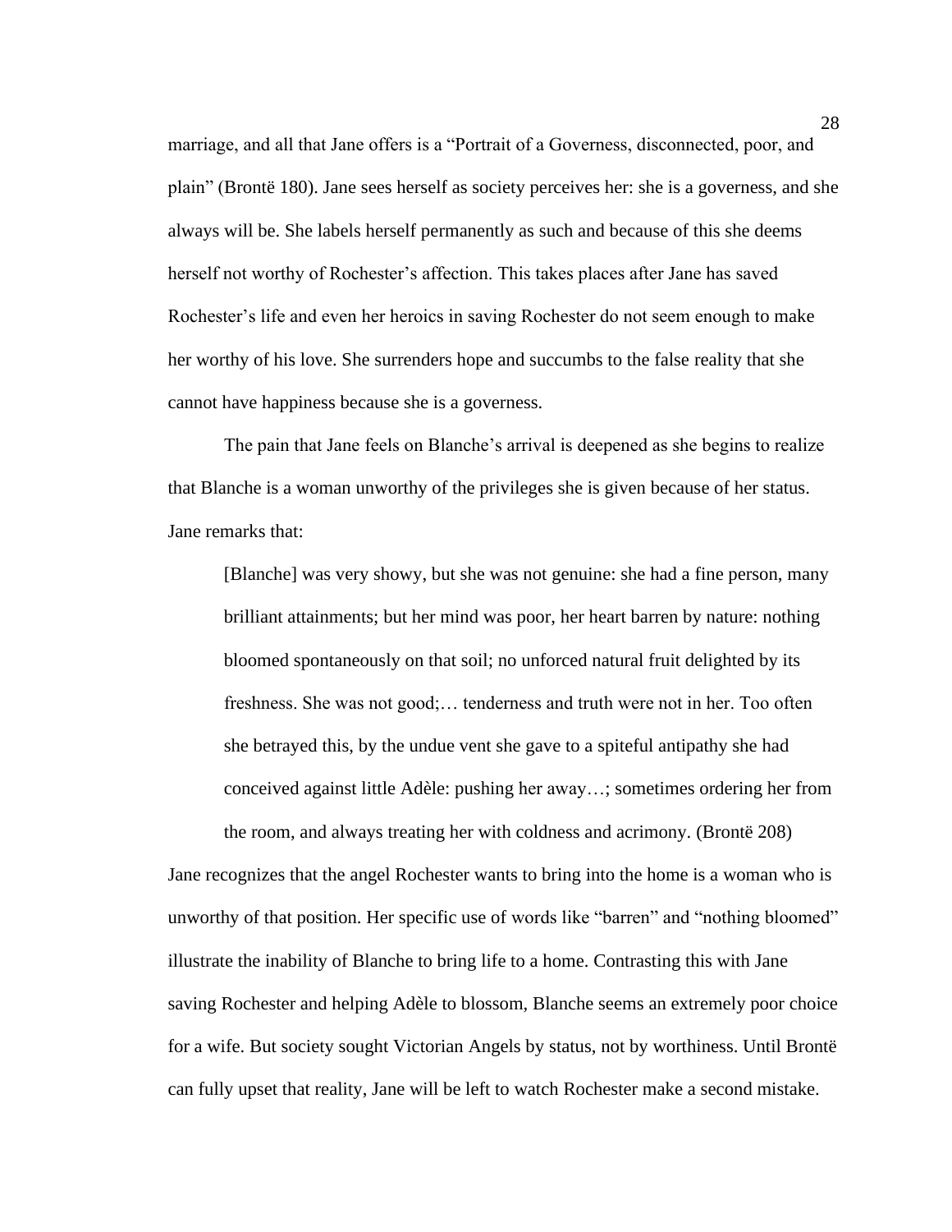marriage, and all that Jane offers is a "Portrait of a Governess, disconnected, poor, and plain" (Brontë 180). Jane sees herself as society perceives her: she is a governess, and she always will be. She labels herself permanently as such and because of this she deems herself not worthy of Rochester's affection. This takes places after Jane has saved Rochester's life and even her heroics in saving Rochester do not seem enough to make her worthy of his love. She surrenders hope and succumbs to the false reality that she cannot have happiness because she is a governess.

The pain that Jane feels on Blanche's arrival is deepened as she begins to realize that Blanche is a woman unworthy of the privileges she is given because of her status. Jane remarks that:

> [Blanche] was very showy, but she was not genuine: she had a fine person, many brilliant attainments; but her mind was poor, her heart barren by nature: nothing bloomed spontaneously on that soil; no unforced natural fruit delighted by its freshness. She was not good;… tenderness and truth were not in her. Too often she betrayed this, by the undue vent she gave to a spiteful antipathy she had conceived against little Adèle: pushing her away…; sometimes ordering her from the room, and always treating her with coldness and acrimony. (Brontë 208)

Jane recognizes that the angel Rochester wants to bring into the home is a woman who is unworthy of that position. Her specific use of words like "barren" and "nothing bloomed" illustrate the inability of Blanche to bring life to a home. Contrasting this with Jane saving Rochester and helping Adèle to blossom, Blanche seems an extremely poor choice for a wife. But society sought Victorian Angels by status, not by worthiness. Until Brontë can fully upset that reality, Jane will be left to watch Rochester make a second mistake.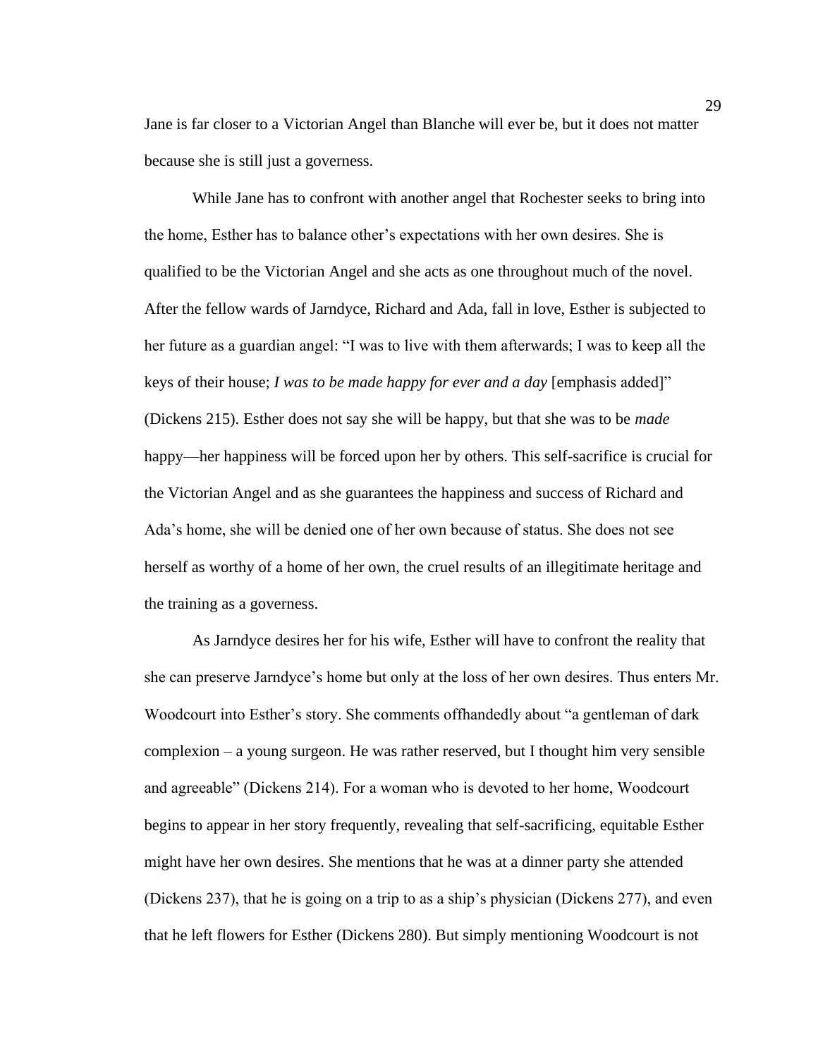Jane is far closer to a Victorian Angel than Blanche will ever be, but it does not matter because she is still just a governess.

While Jane has to confront with another angel that Rochester seeks to bring into the home, Esther has to balance other's expectations with her own desires. She is qualified to be the Victorian Angel and she acts as one throughout much of the novel. After the fellow wards of Jarndyce, Richard and Ada, fall in love, Esther is subjected to her future as a guardian angel: "I was to live with them afterwards; I was to keep all the keys of their house; *I was to be made happy for ever and a day* [emphasis added]" (Dickens 215). Esther does not say she will be happy, but that she was to be *made* happy—her happiness will be forced upon her by others. This self-sacrifice is crucial for the Victorian Angel and as she guarantees the happiness and success of Richard and Ada's home, she will be denied one of her own because of status. She does not see herself as worthy of a home of her own, the cruel results of an illegitimate heritage and the training as a governess.

As Jarndyce desires her for his wife, Esther will have to confront the reality that she can preserve Jarndyce's home but only at the loss of her own desires. Thus enters Mr. Woodcourt into Esther's story. She comments offhandedly about "a gentleman of dark complexion – a young surgeon. He was rather reserved, but I thought him very sensible and agreeable" (Dickens 214). For a woman who is devoted to her home, Woodcourt begins to appear in her story frequently, revealing that self-sacrificing, equitable Esther might have her own desires. She mentions that he was at a dinner party she attended (Dickens 237), that he is going on a trip to as a ship's physician (Dickens 277), and even that he left flowers for Esther (Dickens 280). But simply mentioning Woodcourt is not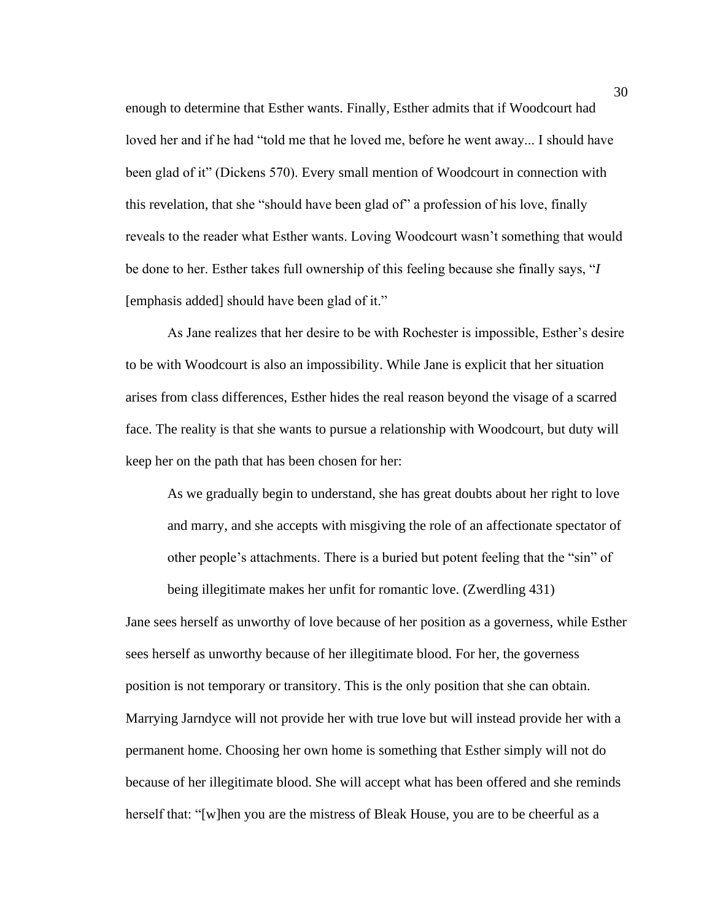enough to determine that Esther wants. Finally, Esther admits that if Woodcourt had loved her and if he had "told me that he loved me, before he went away... I should have been glad of it" (Dickens 570). Every small mention of Woodcourt in connection with this revelation, that she "should have been glad of" a profession of his love, finally reveals to the reader what Esther wants. Loving Woodcourt wasn't something that would be done to her. Esther takes full ownership of this feeling because she finally says, "*I* [emphasis added] should have been glad of it."

As Jane realizes that her desire to be with Rochester is impossible, Esther's desire to be with Woodcourt is also an impossibility. While Jane is explicit that her situation arises from class differences, Esther hides the real reason beyond the visage of a scarred face. The reality is that she wants to pursue a relationship with Woodcourt, but duty will keep her on the path that has been chosen for her:

> As we gradually begin to understand, she has great doubts about her right to love and marry, and she accepts with misgiving the role of an affectionate spectator of other people's attachments. There is a buried but potent feeling that the "sin" of being illegitimate makes her unfit for romantic love. (Zwerdling 431)

Jane sees herself as unworthy of love because of her position as a governess, while Esther sees herself as unworthy because of her illegitimate blood. For her, the governess position is not temporary or transitory. This is the only position that she can obtain. Marrying Jarndyce will not provide her with true love but will instead provide her with a permanent home. Choosing her own home is something that Esther simply will not do because of her illegitimate blood. She will accept what has been offered and she reminds herself that: "[w]hen you are the mistress of Bleak House, you are to be cheerful as a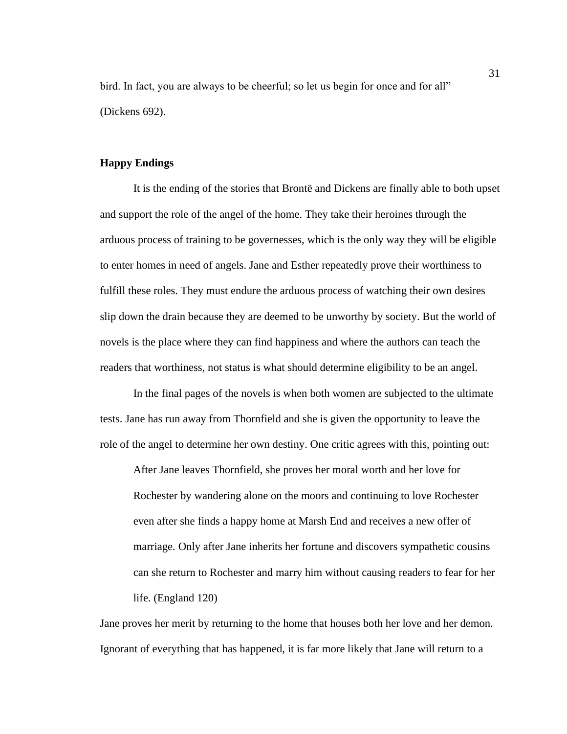bird. In fact, you are always to be cheerful; so let us begin for once and for all" (Dickens 692).

## Happy Endings

It is the ending of the stories that Brontë and Dickens are finally able to both upset and support the role of the angel of the home. They take their heroines through the arduous process of training to be governesses, which is the only way they will be eligible to enter homes in need of angels. Jane and Esther repeatedly prove their worthiness to fulfill these roles. They must endure the arduous process of watching their own desires slip down the drain because they are deemed to be unworthy by society. But the world of novels is the place where they can find happiness and where the authors can teach the readers that worthiness, not status is what should determine eligibility to be an angel.

In the final pages of the novels is when both women are subjected to the ultimate tests. Jane has run away from Thornfield and she is given the opportunity to leave the role of the angel to determine her own destiny. One critic agrees with this, pointing out:

> After Jane leaves Thornfield, she proves her moral worth and her love for Rochester by wandering alone on the moors and continuing to love Rochester even after she finds a happy home at Marsh End and receives a new offer of marriage. Only after Jane inherits her fortune and discovers sympathetic cousins can she return to Rochester and marry him without causing readers to fear for her life. (England 120)

Jane proves her merit by returning to the home that houses both her love and her demon. Ignorant of everything that has happened, it is far more likely that Jane will return to a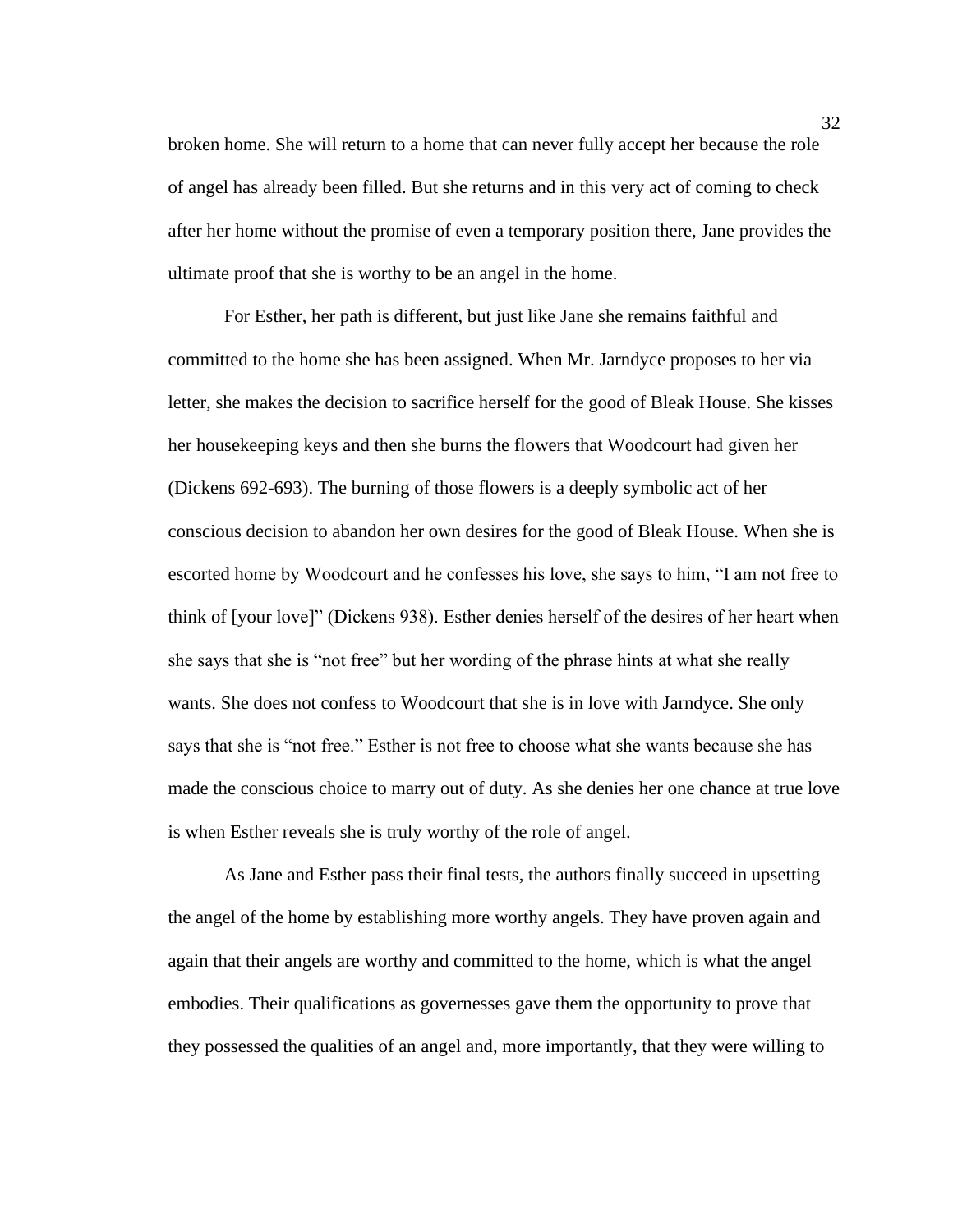broken home. She will return to a home that can never fully accept her because the role of angel has already been filled. But she returns and in this very act of coming to check after her home without the promise of even a temporary position there, Jane provides the ultimate proof that she is worthy to be an angel in the home.

For Esther, her path is different, but just like Jane she remains faithful and committed to the home she has been assigned. When Mr. Jarndyce proposes to her via letter, she makes the decision to sacrifice herself for the good of Bleak House. She kisses her housekeeping keys and then she burns the flowers that Woodcourt had given her (Dickens 692-693). The burning of those flowers is a deeply symbolic act of her conscious decision to abandon her own desires for the good of Bleak House. When she is escorted home by Woodcourt and he confesses his love, she says to him, "I am not free to think of [your love]" (Dickens 938). Esther denies herself of the desires of her heart when she says that she is "not free" but her wording of the phrase hints at what she really wants. She does not confess to Woodcourt that she is in love with Jarndyce. She only says that she is "not free." Esther is not free to choose what she wants because she has made the conscious choice to marry out of duty. As she denies her one chance at true love is when Esther reveals she is truly worthy of the role of angel.

As Jane and Esther pass their final tests, the authors finally succeed in upsetting the angel of the home by establishing more worthy angels. They have proven again and again that their angels are worthy and committed to the home, which is what the angel embodies. Their qualifications as governesses gave them the opportunity to prove that they possessed the qualities of an angel and, more importantly, that they were willing to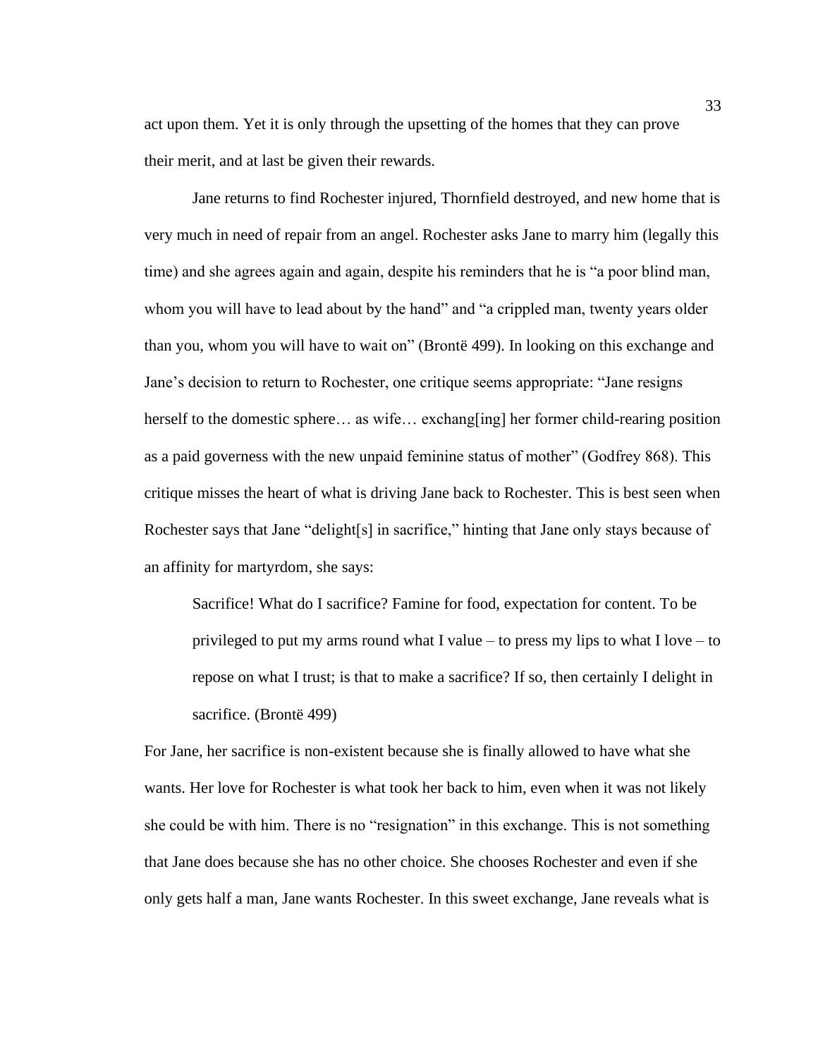act upon them. Yet it is only through the upsetting of the homes that they can prove their merit, and at last be given their rewards.

Jane returns to find Rochester injured, Thornfield destroyed, and new home that is very much in need of repair from an angel. Rochester asks Jane to marry him (legally this time) and she agrees again and again, despite his reminders that he is "a poor blind man, whom you will have to lead about by the hand" and "a crippled man, twenty years older than you, whom you will have to wait on" (Brontë 499). In looking on this exchange and Jane's decision to return to Rochester, one critique seems appropriate: "Jane resigns herself to the domestic sphere… as wife… exchang[ing] her former child-rearing position as a paid governess with the new unpaid feminine status of mother" (Godfrey 868). This critique misses the heart of what is driving Jane back to Rochester. This is best seen when Rochester says that Jane "delight[s] in sacrifice," hinting that Jane only stays because of an affinity for martyrdom, she says:

> Sacrifice! What do I sacrifice? Famine for food, expectation for content. To be privileged to put my arms round what I value – to press my lips to what I love – to repose on what I trust; is that to make a sacrifice? If so, then certainly I delight in sacrifice. (Brontë 499)

For Jane, her sacrifice is non-existent because she is finally allowed to have what she wants. Her love for Rochester is what took her back to him, even when it was not likely she could be with him. There is no "resignation" in this exchange. This is not something that Jane does because she has no other choice. She chooses Rochester and even if she only gets half a man, Jane wants Rochester. In this sweet exchange, Jane reveals what is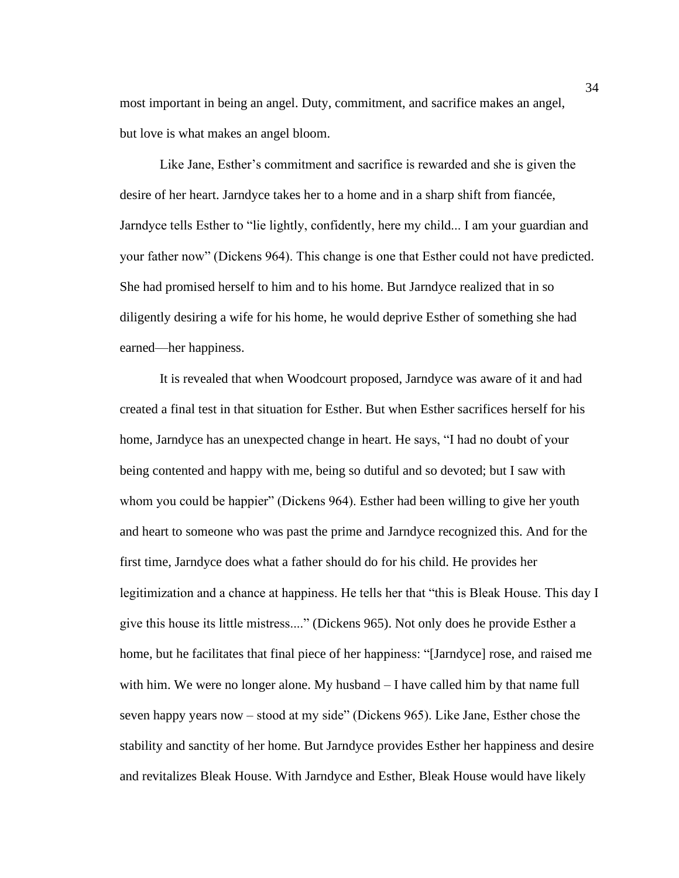most important in being an angel. Duty, commitment, and sacrifice makes an angel, but love is what makes an angel bloom.

Like Jane, Esther's commitment and sacrifice is rewarded and she is given the desire of her heart. Jarndyce takes her to a home and in a sharp shift from fiancée, Jarndyce tells Esther to "lie lightly, confidently, here my child... I am your guardian and your father now" (Dickens 964). This change is one that Esther could not have predicted. She had promised herself to him and to his home. But Jarndyce realized that in so diligently desiring a wife for his home, he would deprive Esther of something she had earned—her happiness.

It is revealed that when Woodcourt proposed, Jarndyce was aware of it and had created a final test in that situation for Esther. But when Esther sacrifices herself for his home, Jarndyce has an unexpected change in heart. He says, "I had no doubt of your being contented and happy with me, being so dutiful and so devoted; but I saw with whom you could be happier" (Dickens 964). Esther had been willing to give her youth and heart to someone who was past the prime and Jarndyce recognized this. And for the first time, Jarndyce does what a father should do for his child. He provides her legitimization and a chance at happiness. He tells her that "this is Bleak House. This day I give this house its little mistress...." (Dickens 965). Not only does he provide Esther a home, but he facilitates that final piece of her happiness: "[Jarndyce] rose, and raised me with him. We were no longer alone. My husband – I have called him by that name full seven happy years now – stood at my side" (Dickens 965). Like Jane, Esther chose the stability and sanctity of her home. But Jarndyce provides Esther her happiness and desire and revitalizes Bleak House. With Jarndyce and Esther, Bleak House would have likely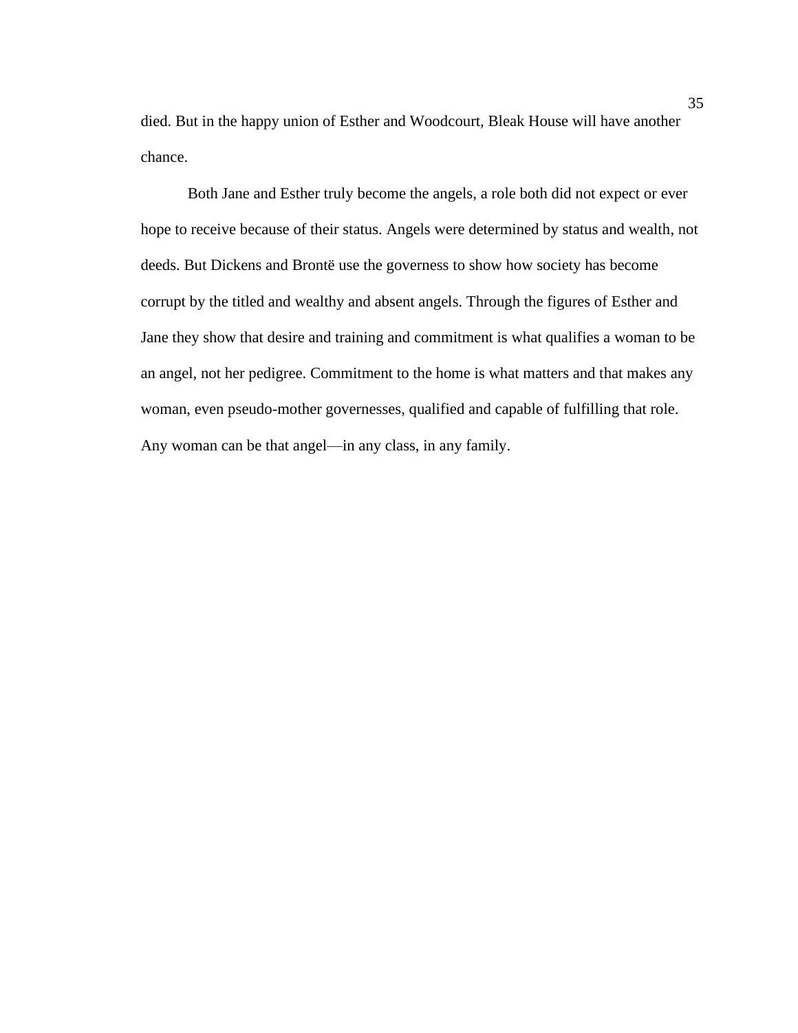died. But in the happy union of Esther and Woodcourt, Bleak House will have another chance.

Both Jane and Esther truly become the angels, a role both did not expect or ever hope to receive because of their status. Angels were determined by status and wealth, not deeds. But Dickens and Brontë use the governess to show how society has become corrupt by the titled and wealthy and absent angels. Through the figures of Esther and Jane they show that desire and training and commitment is what qualifies a woman to be an angel, not her pedigree. Commitment to the home is what matters and that makes any woman, even pseudo-mother governesses, qualified and capable of fulfilling that role. Any woman can be that angel—in any class, in any family.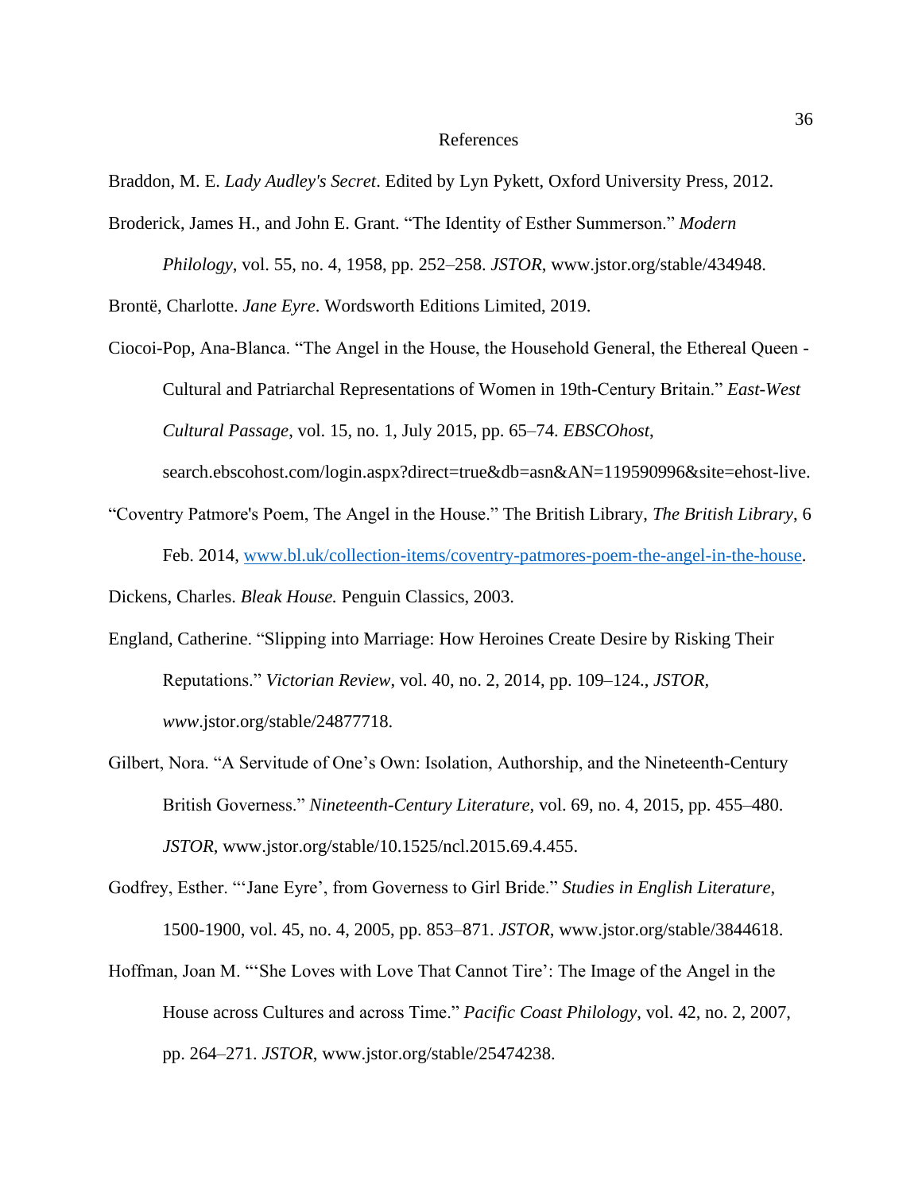# References

Braddon, M. E. *Lady Audley's Secret*. Edited by Lyn Pykett, Oxford University Press, 2012.

Broderick, James H., and John E. Grant. "The Identity of Esther Summerson." *Modern Philology*, vol. 55, no. 4, 1958, pp. 252–258. *JSTOR*, www.jstor.org/stable/434948.

Brontë, Charlotte. *Jane Eyre*. Wordsworth Editions Limited, 2019.

Ciocoi-Pop, Ana-Blanca. "The Angel in the House, the Household General, the Ethereal Queen - Cultural and Patriarchal Representations of Women in 19th-Century Britain." *East-West Cultural Passage*, vol. 15, no. 1, July 2015, pp. 65–74. *EBSCOhost*, search.ebscohost.com/login.aspx?direct=true&db=asn&AN=119590996&site=ehost-live.

"Coventry Patmore's Poem, The Angel in the House." The British Library, *The British Library*, 6 Feb. 2014, [www.bl.uk/collection-items/coventry-patmores-poem-the-angel-in-the-house](www.bl.uk/collection-items/coventry-patmores-poem-the-angel-in-the-house).

Dickens, Charles. *Bleak House.* Penguin Classics, 2003.

England, Catherine. "Slipping into Marriage: How Heroines Create Desire by Risking Their Reputations." *Victorian Review*, vol. 40, no. 2, 2014, pp. 109–124., *JSTOR*, *www*.jstor.org/stable/24877718.

Gilbert, Nora. "A Servitude of One's Own: Isolation, Authorship, and the Nineteenth-Century British Governess." *Nineteenth-Century Literature*, vol. 69, no. 4, 2015, pp. 455–480. *JSTOR*, www.jstor.org/stable/10.1525/ncl.2015.69.4.455.

Godfrey, Esther. "'Jane Eyre', from Governess to Girl Bride." *Studies in English Literature*, 1500-1900, vol. 45, no. 4, 2005, pp. 853–871. *JSTOR*, www.jstor.org/stable/3844618.

Hoffman, Joan M. "'She Loves with Love That Cannot Tire': The Image of the Angel in the House across Cultures and across Time." *Pacific Coast Philology*, vol. 42, no. 2, 2007, pp. 264–271. *JSTOR*, www.jstor.org/stable/25474238.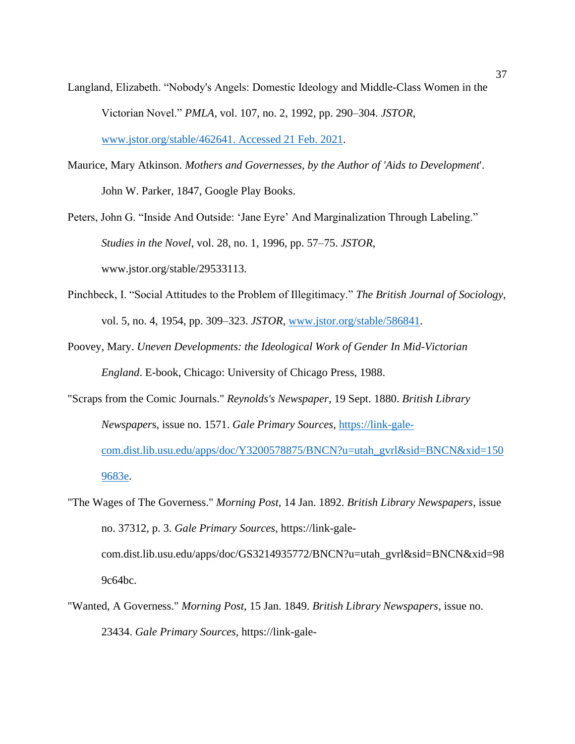Langland, Elizabeth. “Nobody's Angels: Domestic Ideology and Middle-Class Women in the Victorian Novel.” *PMLA*, vol. 107, no. 2, 1992, pp. 290–304. *JSTOR*, www.jstor.org/stable/462641. Accessed 21 Feb. 2021.

Maurice, Mary Atkinson. *Mothers and Governesses, by the Author of 'Aids to Development*'. John W. Parker, 1847, Google Play Books.

Peters, John G. “Inside And Outside: ‘Jane Eyre’ And Marginalization Through Labeling.” *Studies in the Novel*, vol. 28, no. 1, 1996, pp. 57–75. *JSTOR*, www.jstor.org/stable/29533113.

Pinchbeck, I. “Social Attitudes to the Problem of Illegitimacy.” *The British Journal of Sociology*, vol. 5, no. 4, 1954, pp. 309–323. *JSTOR*, www.jstor.org/stable/586841.

Poovey, Mary. *Uneven Developments: the Ideological Work of Gender In Mid-Victorian England*. E-book, Chicago: University of Chicago Press, 1988.

"Scraps from the Comic Journals." *Reynolds's Newspaper*, 19 Sept. 1880. *British Library Newspapers*, issue no. 1571. *Gale Primary Sources*, https://link-gale-com.dist.lib.usu.edu/apps/doc/Y3200578875/BNCN?u=utah_gvrl&sid=BNCN&xid=1509683e.

"The Wages of The Governess." *Morning Post*, 14 Jan. 1892. *British Library Newspapers*, issue no. 37312, p. 3. *Gale Primary Sources*, https://link-gale-com.dist.lib.usu.edu/apps/doc/GS3214935772/BNCN?u=utah_gvrl&sid=BNCN&xid=989c64bc.

"Wanted, A Governess." *Morning Post*, 15 Jan. 1849. *British Library Newspapers*, issue no. 23434. *Gale Primary Sources*, https://link-gale-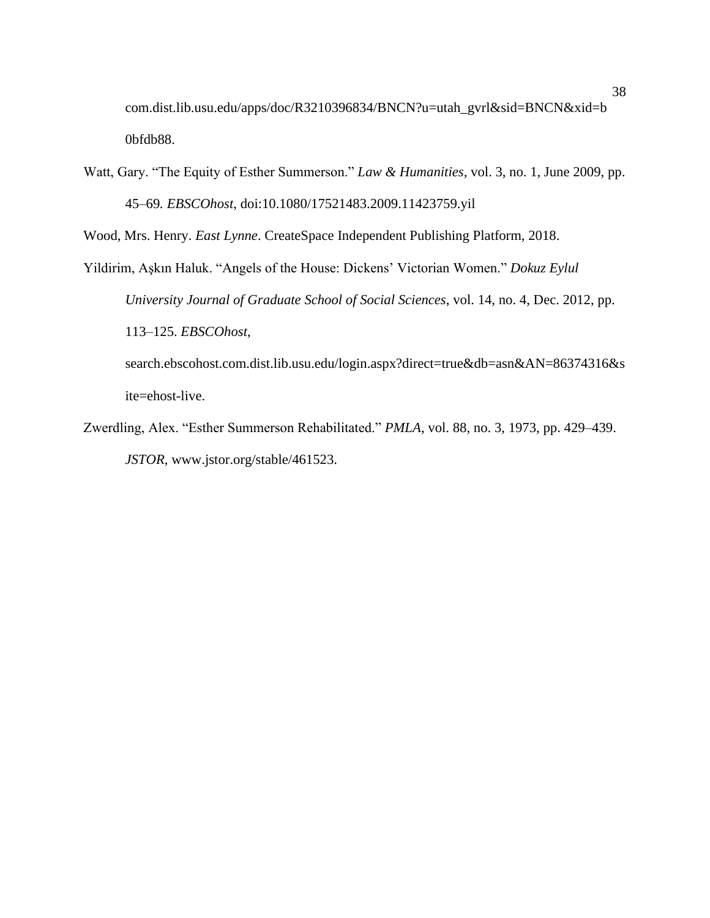com.dist.lib.usu.edu/apps/doc/R3210396834/BNCN?u=utah_gvrl&sid=BNCN&xid=b0bfdb88.

Watt, Gary. "The Equity of Esther Summerson." *Law & Humanities*, vol. 3, no. 1, June 2009, pp. 45–69. *EBSCOhost*, doi:10.1080/17521483.2009.11423759.yil

Wood, Mrs. Henry. *East Lynne*. CreateSpace Independent Publishing Platform, 2018.

Yildirim, Aşkın Haluk. "Angels of the House: Dickens' Victorian Women." *Dokuz Eylul University Journal of Graduate School of Social Sciences*, vol. 14, no. 4, Dec. 2012, pp. 113–125. *EBSCOhost*, search.ebscohost.com.dist.lib.usu.edu/login.aspx?direct=true&db=asn&AN=86374316&site=ehost-live.

Zwerdling, Alex. "Esther Summerson Rehabilitated." *PMLA*, vol. 88, no. 3, 1973, pp. 429–439. *JSTOR*, www.jstor.org/stable/461523.